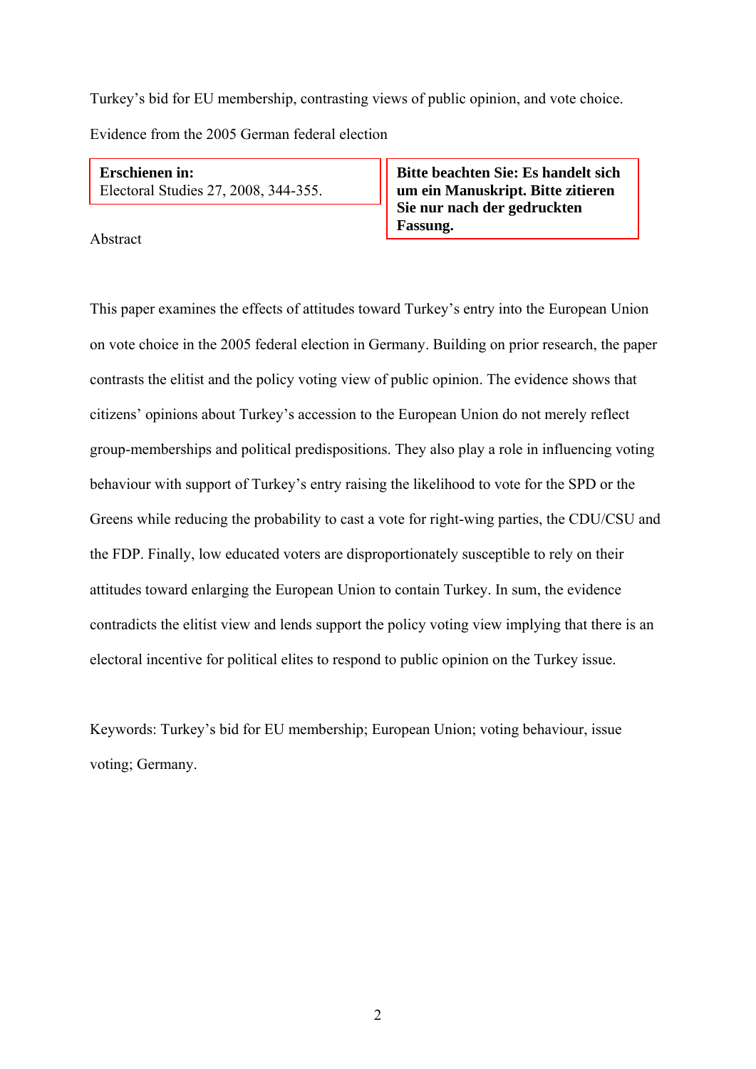Turkey's bid for EU membership, contrasting views of public opinion, and vote choice.

Evidence from the 2005 German federal election

**Erschienen in:**
Electoral Studies 27, 2008, 344-355.

**Bitte beachten Sie: Es handelt sich um ein Manuskript. Bitte zitieren Sie nur nach der gedruckten Fassung.**

Abstract

This paper examines the effects of attitudes toward Turkey's entry into the European Union on vote choice in the 2005 federal election in Germany. Building on prior research, the paper contrasts the elitist and the policy voting view of public opinion. The evidence shows that citizens' opinions about Turkey's accession to the European Union do not merely reflect group-memberships and political predispositions. They also play a role in influencing voting behaviour with support of Turkey's entry raising the likelihood to vote for the SPD or the Greens while reducing the probability to cast a vote for right-wing parties, the CDU/CSU and the FDP. Finally, low educated voters are disproportionately susceptible to rely on their attitudes toward enlarging the European Union to contain Turkey. In sum, the evidence contradicts the elitist view and lends support the policy voting view implying that there is an electoral incentive for political elites to respond to public opinion on the Turkey issue.

Keywords: Turkey's bid for EU membership; European Union; voting behaviour, issue voting; Germany.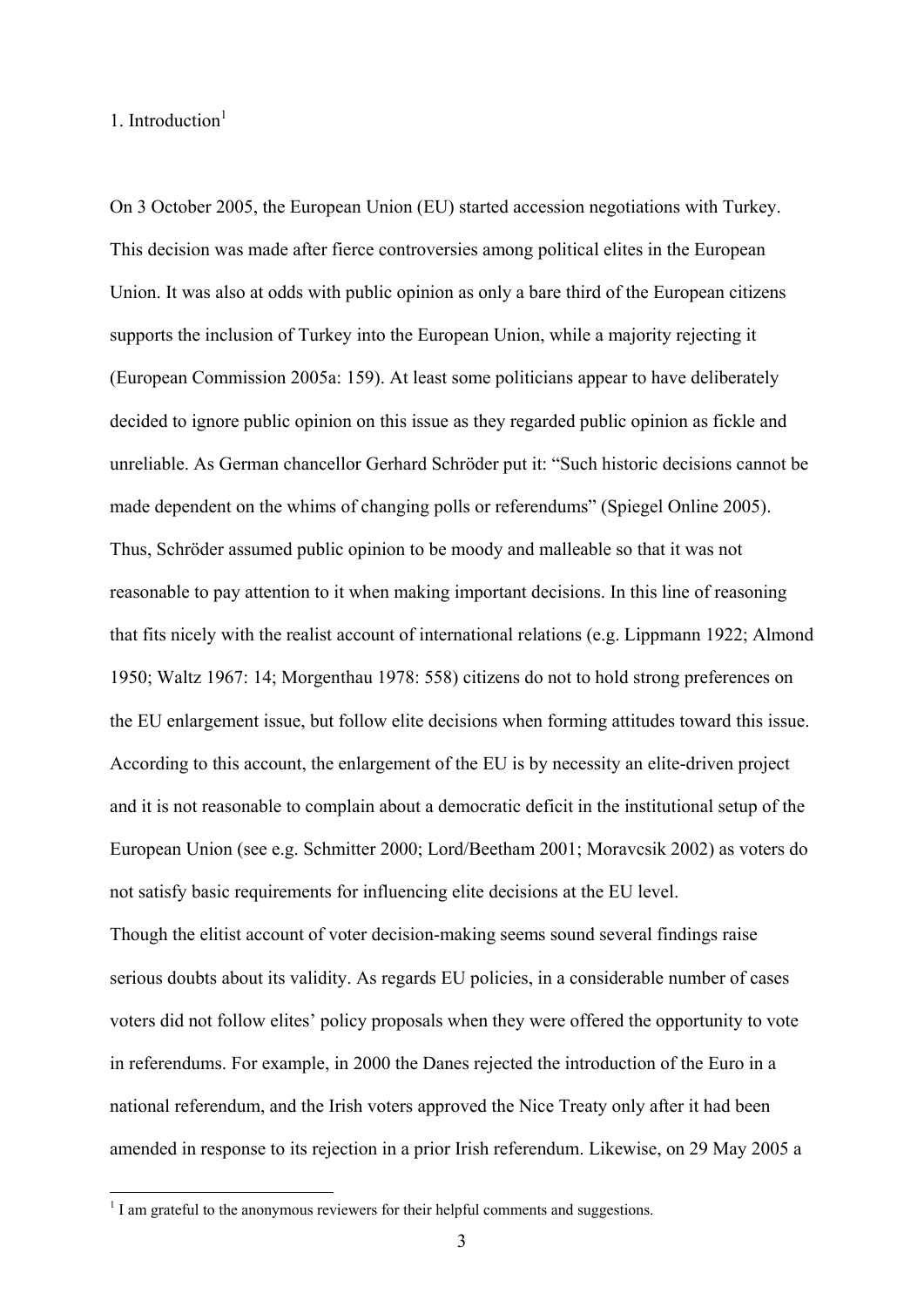## 1. Introduction[1]

On 3 October 2005, the European Union (EU) started accession negotiations with Turkey. This decision was made after fierce controversies among political elites in the European Union. It was also at odds with public opinion as only a bare third of the European citizens supports the inclusion of Turkey into the European Union, while a majority rejecting it (European Commission 2005a: 159). At least some politicians appear to have deliberately decided to ignore public opinion on this issue as they regarded public opinion as fickle and unreliable. As German chancellor Gerhard Schröder put it: "Such historic decisions cannot be made dependent on the whims of changing polls or referendums" (Spiegel Online 2005). Thus, Schröder assumed public opinion to be moody and malleable so that it was not reasonable to pay attention to it when making important decisions. In this line of reasoning that fits nicely with the realist account of international relations (e.g. Lippmann 1922; Almond 1950; Waltz 1967: 14; Morgenthau 1978: 558) citizens do not to hold strong preferences on the EU enlargement issue, but follow elite decisions when forming attitudes toward this issue. According to this account, the enlargement of the EU is by necessity an elite-driven project and it is not reasonable to complain about a democratic deficit in the institutional setup of the European Union (see e.g. Schmitter 2000; Lord/Beetham 2001; Moravcsik 2002) as voters do not satisfy basic requirements for influencing elite decisions at the EU level.

Though the elitist account of voter decision-making seems sound several findings raise serious doubts about its validity. As regards EU policies, in a considerable number of cases voters did not follow elites' policy proposals when they were offered the opportunity to vote in referendums. For example, in 2000 the Danes rejected the introduction of the Euro in a national referendum, and the Irish voters approved the Nice Treaty only after it had been amended in response to its rejection in a prior Irish referendum. Likewise, on 29 May 2005 a

[1] I am grateful to the anonymous reviewers for their helpful comments and suggestions.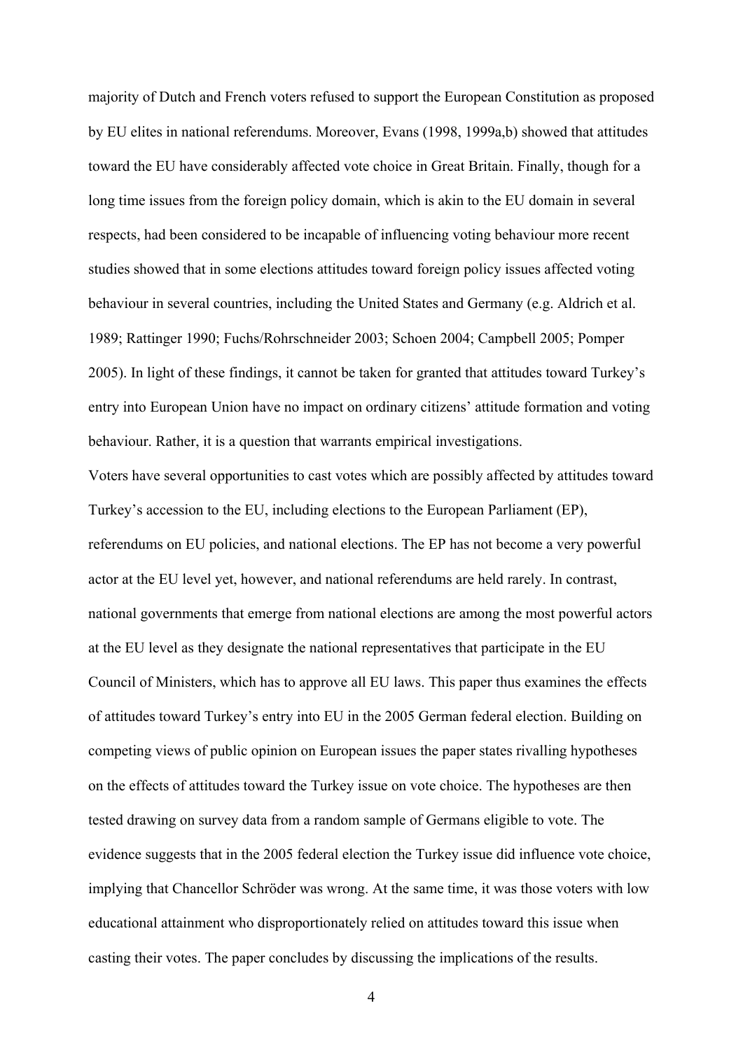majority of Dutch and French voters refused to support the European Constitution as proposed by EU elites in national referendums. Moreover, Evans (1998, 1999a,b) showed that attitudes toward the EU have considerably affected vote choice in Great Britain. Finally, though for a long time issues from the foreign policy domain, which is akin to the EU domain in several respects, had been considered to be incapable of influencing voting behaviour more recent studies showed that in some elections attitudes toward foreign policy issues affected voting behaviour in several countries, including the United States and Germany (e.g. Aldrich et al. 1989; Rattinger 1990; Fuchs/Rohrschneider 2003; Schoen 2004; Campbell 2005; Pomper 2005). In light of these findings, it cannot be taken for granted that attitudes toward Turkey's entry into European Union have no impact on ordinary citizens' attitude formation and voting behaviour. Rather, it is a question that warrants empirical investigations.

Voters have several opportunities to cast votes which are possibly affected by attitudes toward Turkey's accession to the EU, including elections to the European Parliament (EP), referendums on EU policies, and national elections. The EP has not become a very powerful actor at the EU level yet, however, and national referendums are held rarely. In contrast, national governments that emerge from national elections are among the most powerful actors at the EU level as they designate the national representatives that participate in the EU Council of Ministers, which has to approve all EU laws. This paper thus examines the effects of attitudes toward Turkey's entry into EU in the 2005 German federal election. Building on competing views of public opinion on European issues the paper states rivalling hypotheses on the effects of attitudes toward the Turkey issue on vote choice. The hypotheses are then tested drawing on survey data from a random sample of Germans eligible to vote. The evidence suggests that in the 2005 federal election the Turkey issue did influence vote choice, implying that Chancellor Schröder was wrong. At the same time, it was those voters with low educational attainment who disproportionately relied on attitudes toward this issue when casting their votes. The paper concludes by discussing the implications of the results.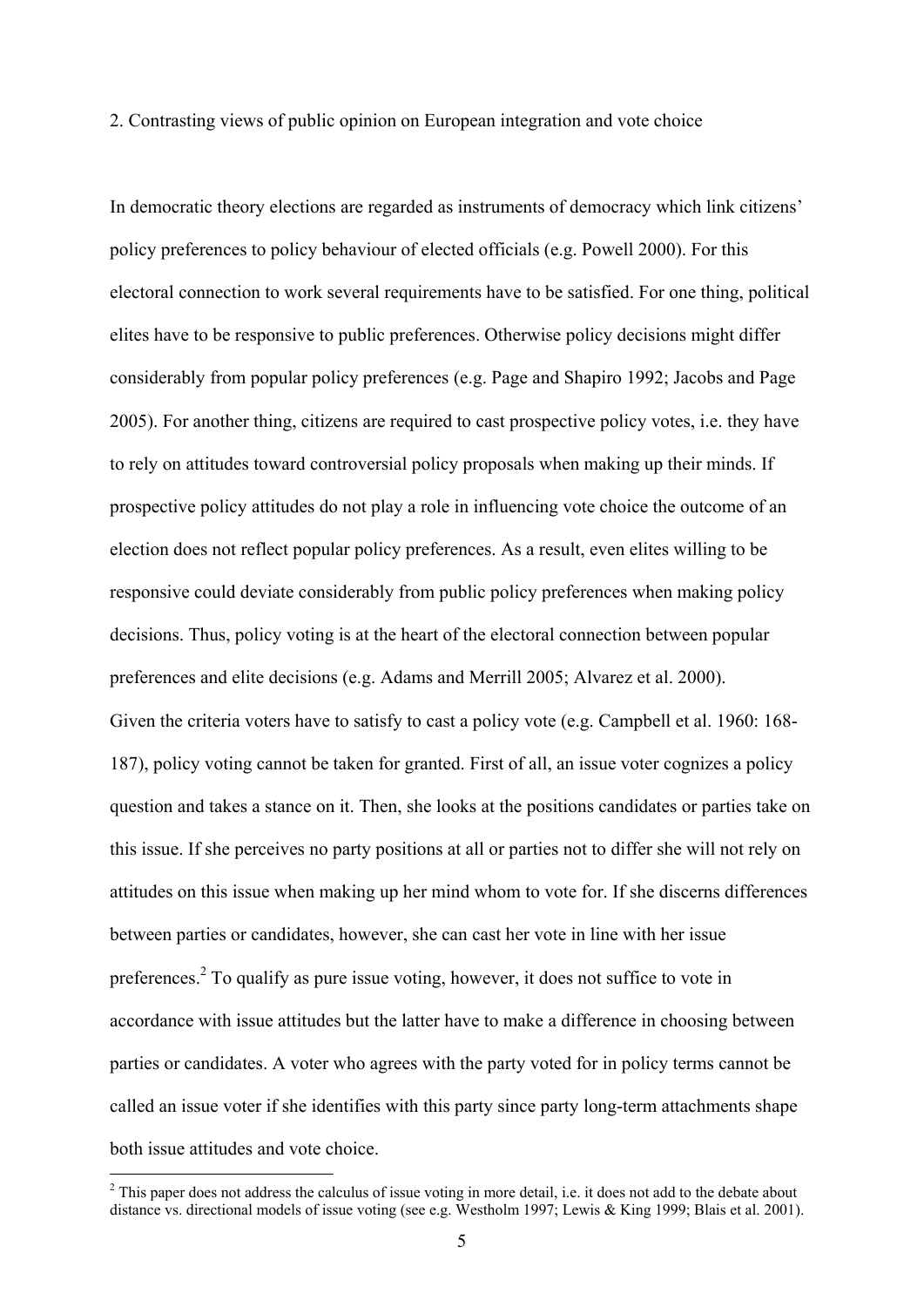## 2. Contrasting views of public opinion on European integration and vote choice

In democratic theory elections are regarded as instruments of democracy which link citizens' policy preferences to policy behaviour of elected officials (e.g. Powell 2000). For this electoral connection to work several requirements have to be satisfied. For one thing, political elites have to be responsive to public preferences. Otherwise policy decisions might differ considerably from popular policy preferences (e.g. Page and Shapiro 1992; Jacobs and Page 2005). For another thing, citizens are required to cast prospective policy votes, i.e. they have to rely on attitudes toward controversial policy proposals when making up their minds. If prospective policy attitudes do not play a role in influencing vote choice the outcome of an election does not reflect popular policy preferences. As a result, even elites willing to be responsive could deviate considerably from public policy preferences when making policy decisions. Thus, policy voting is at the heart of the electoral connection between popular preferences and elite decisions (e.g. Adams and Merrill 2005; Alvarez et al. 2000).

Given the criteria voters have to satisfy to cast a policy vote (e.g. Campbell et al. 1960: 168-187), policy voting cannot be taken for granted. First of all, an issue voter cognizes a policy question and takes a stance on it. Then, she looks at the positions candidates or parties take on this issue. If she perceives no party positions at all or parties not to differ she will not rely on attitudes on this issue when making up her mind whom to vote for. If she discerns differences between parties or candidates, however, she can cast her vote in line with her issue preferences.[2] To qualify as pure issue voting, however, it does not suffice to vote in accordance with issue attitudes but the latter have to make a difference in choosing between parties or candidates. A voter who agrees with the party voted for in policy terms cannot be called an issue voter if she identifies with this party since party long-term attachments shape both issue attitudes and vote choice.

[2] This paper does not address the calculus of issue voting in more detail, i.e. it does not add to the debate about distance vs. directional models of issue voting (see e.g. Westholm 1997; Lewis & King 1999; Blais et al. 2001).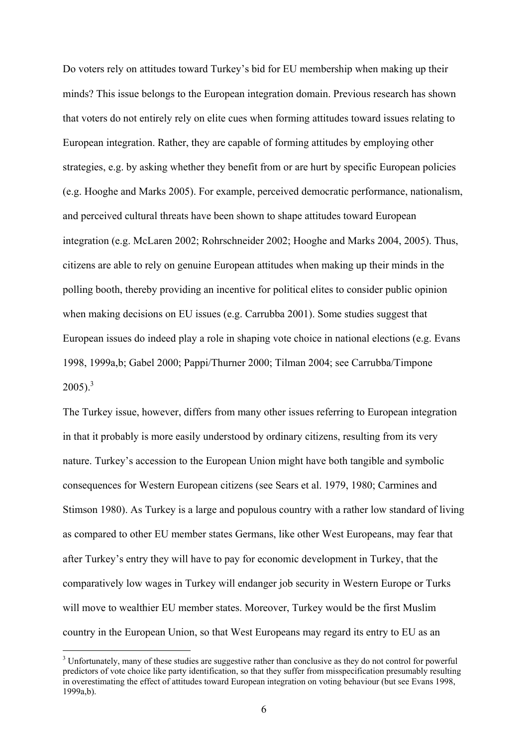Do voters rely on attitudes toward Turkey's bid for EU membership when making up their minds? This issue belongs to the European integration domain. Previous research has shown that voters do not entirely rely on elite cues when forming attitudes toward issues relating to European integration. Rather, they are capable of forming attitudes by employing other strategies, e.g. by asking whether they benefit from or are hurt by specific European policies (e.g. Hooghe and Marks 2005). For example, perceived democratic performance, nationalism, and perceived cultural threats have been shown to shape attitudes toward European integration (e.g. McLaren 2002; Rohrschneider 2002; Hooghe and Marks 2004, 2005). Thus, citizens are able to rely on genuine European attitudes when making up their minds in the polling booth, thereby providing an incentive for political elites to consider public opinion when making decisions on EU issues (e.g. Carrubba 2001). Some studies suggest that European issues do indeed play a role in shaping vote choice in national elections (e.g. Evans 1998, 1999a,b; Gabel 2000; Pappi/Thurner 2000; Tilman 2004; see Carrubba/Timpone 2005).[3]

The Turkey issue, however, differs from many other issues referring to European integration in that it probably is more easily understood by ordinary citizens, resulting from its very nature. Turkey's accession to the European Union might have both tangible and symbolic consequences for Western European citizens (see Sears et al. 1979, 1980; Carmines and Stimson 1980). As Turkey is a large and populous country with a rather low standard of living as compared to other EU member states Germans, like other West Europeans, may fear that after Turkey's entry they will have to pay for economic development in Turkey, that the comparatively low wages in Turkey will endanger job security in Western Europe or Turks will move to wealthier EU member states. Moreover, Turkey would be the first Muslim country in the European Union, so that West Europeans may regard its entry to EU as an

[3] Unfortunately, many of these studies are suggestive rather than conclusive as they do not control for powerful predictors of vote choice like party identification, so that they suffer from misspecification presumably resulting in overestimating the effect of attitudes toward European integration on voting behaviour (but see Evans 1998, 1999a,b).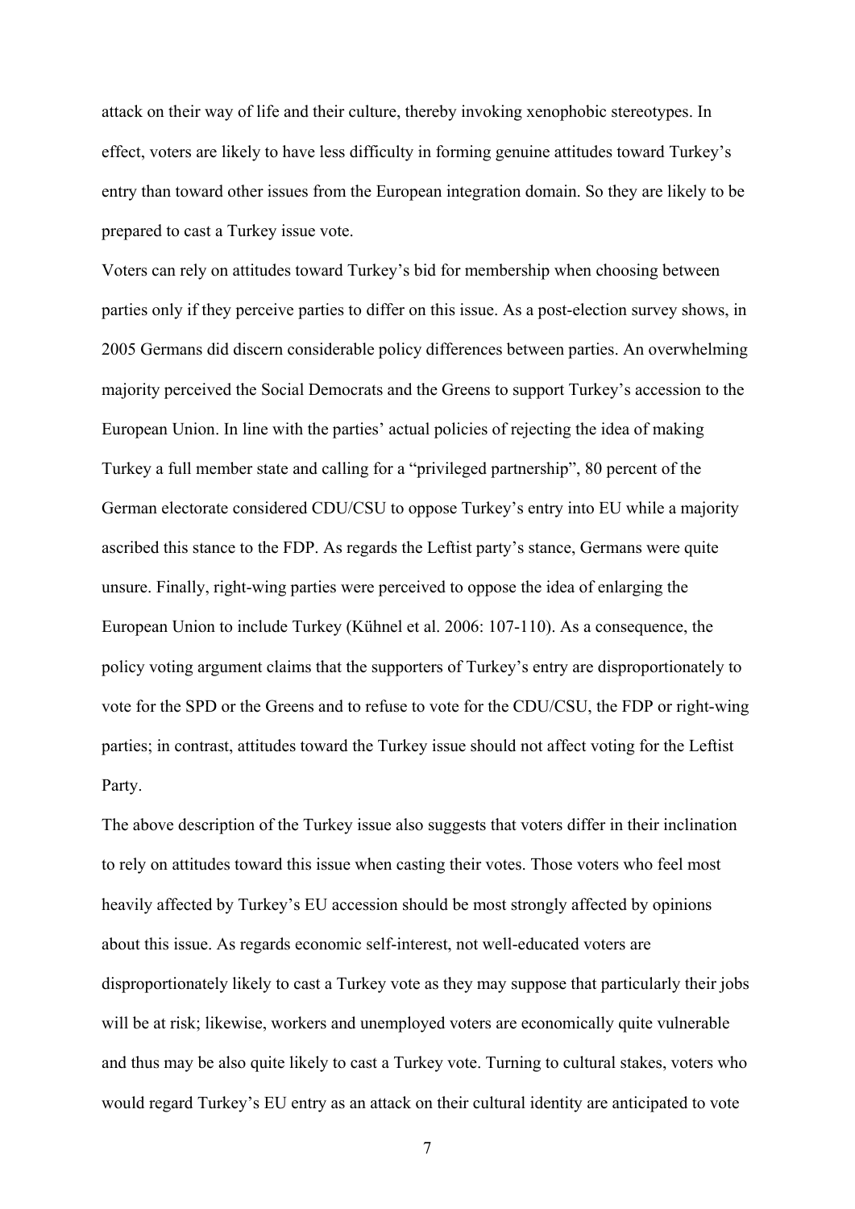attack on their way of life and their culture, thereby invoking xenophobic stereotypes. In effect, voters are likely to have less difficulty in forming genuine attitudes toward Turkey's entry than toward other issues from the European integration domain. So they are likely to be prepared to cast a Turkey issue vote.

Voters can rely on attitudes toward Turkey's bid for membership when choosing between parties only if they perceive parties to differ on this issue. As a post-election survey shows, in 2005 Germans did discern considerable policy differences between parties. An overwhelming majority perceived the Social Democrats and the Greens to support Turkey's accession to the European Union. In line with the parties' actual policies of rejecting the idea of making Turkey a full member state and calling for a "privileged partnership", 80 percent of the German electorate considered CDU/CSU to oppose Turkey's entry into EU while a majority ascribed this stance to the FDP. As regards the Leftist party's stance, Germans were quite unsure. Finally, right-wing parties were perceived to oppose the idea of enlarging the European Union to include Turkey (Kühnel et al. 2006: 107-110). As a consequence, the policy voting argument claims that the supporters of Turkey's entry are disproportionately to vote for the SPD or the Greens and to refuse to vote for the CDU/CSU, the FDP or right-wing parties; in contrast, attitudes toward the Turkey issue should not affect voting for the Leftist Party.

The above description of the Turkey issue also suggests that voters differ in their inclination to rely on attitudes toward this issue when casting their votes. Those voters who feel most heavily affected by Turkey's EU accession should be most strongly affected by opinions about this issue. As regards economic self-interest, not well-educated voters are disproportionately likely to cast a Turkey vote as they may suppose that particularly their jobs will be at risk; likewise, workers and unemployed voters are economically quite vulnerable and thus may be also quite likely to cast a Turkey vote. Turning to cultural stakes, voters who would regard Turkey's EU entry as an attack on their cultural identity are anticipated to vote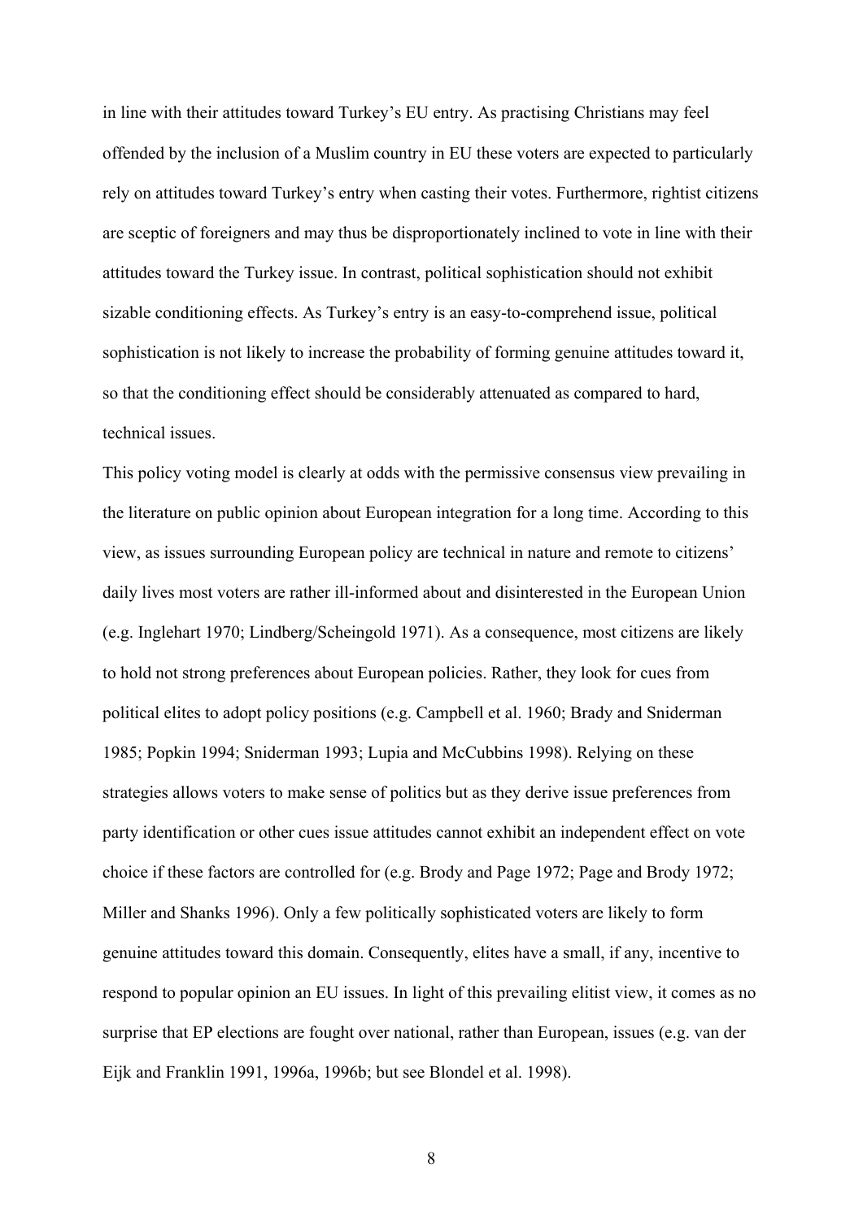in line with their attitudes toward Turkey's EU entry. As practising Christians may feel offended by the inclusion of a Muslim country in EU these voters are expected to particularly rely on attitudes toward Turkey's entry when casting their votes. Furthermore, rightist citizens are sceptic of foreigners and may thus be disproportionately inclined to vote in line with their attitudes toward the Turkey issue. In contrast, political sophistication should not exhibit sizable conditioning effects. As Turkey's entry is an easy-to-comprehend issue, political sophistication is not likely to increase the probability of forming genuine attitudes toward it, so that the conditioning effect should be considerably attenuated as compared to hard, technical issues.

This policy voting model is clearly at odds with the permissive consensus view prevailing in the literature on public opinion about European integration for a long time. According to this view, as issues surrounding European policy are technical in nature and remote to citizens' daily lives most voters are rather ill-informed about and disinterested in the European Union (e.g. Inglehart 1970; Lindberg/Scheingold 1971). As a consequence, most citizens are likely to hold not strong preferences about European policies. Rather, they look for cues from political elites to adopt policy positions (e.g. Campbell et al. 1960; Brady and Sniderman 1985; Popkin 1994; Sniderman 1993; Lupia and McCubbins 1998). Relying on these strategies allows voters to make sense of politics but as they derive issue preferences from party identification or other cues issue attitudes cannot exhibit an independent effect on vote choice if these factors are controlled for (e.g. Brody and Page 1972; Page and Brody 1972; Miller and Shanks 1996). Only a few politically sophisticated voters are likely to form genuine attitudes toward this domain. Consequently, elites have a small, if any, incentive to respond to popular opinion an EU issues. In light of this prevailing elitist view, it comes as no surprise that EP elections are fought over national, rather than European, issues (e.g. van der Eijk and Franklin 1991, 1996a, 1996b; but see Blondel et al. 1998).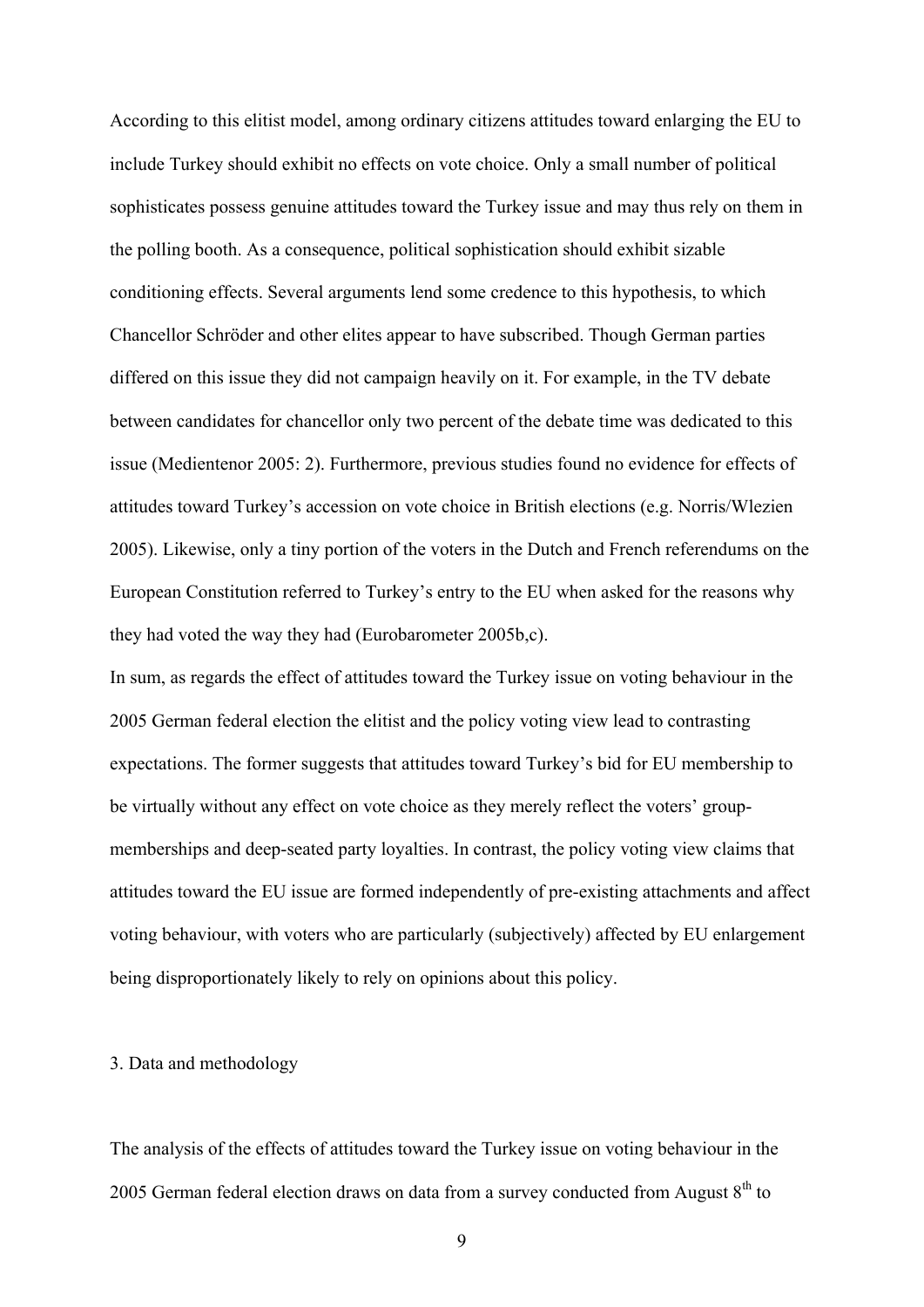According to this elitist model, among ordinary citizens attitudes toward enlarging the EU to include Turkey should exhibit no effects on vote choice. Only a small number of political sophisticates possess genuine attitudes toward the Turkey issue and may thus rely on them in the polling booth. As a consequence, political sophistication should exhibit sizable conditioning effects. Several arguments lend some credence to this hypothesis, to which Chancellor Schröder and other elites appear to have subscribed. Though German parties differed on this issue they did not campaign heavily on it. For example, in the TV debate between candidates for chancellor only two percent of the debate time was dedicated to this issue (Medientenor 2005: 2). Furthermore, previous studies found no evidence for effects of attitudes toward Turkey's accession on vote choice in British elections (e.g. Norris/Wlezien 2005). Likewise, only a tiny portion of the voters in the Dutch and French referendums on the European Constitution referred to Turkey's entry to the EU when asked for the reasons why they had voted the way they had (Eurobarometer 2005b,c).

In sum, as regards the effect of attitudes toward the Turkey issue on voting behaviour in the 2005 German federal election the elitist and the policy voting view lead to contrasting expectations. The former suggests that attitudes toward Turkey's bid for EU membership to be virtually without any effect on vote choice as they merely reflect the voters' group-memberships and deep-seated party loyalties. In contrast, the policy voting view claims that attitudes toward the EU issue are formed independently of pre-existing attachments and affect voting behaviour, with voters who are particularly (subjectively) affected by EU enlargement being disproportionately likely to rely on opinions about this policy.

## 3. Data and methodology

The analysis of the effects of attitudes toward the Turkey issue on voting behaviour in the 2005 German federal election draws on data from a survey conducted from August 8th to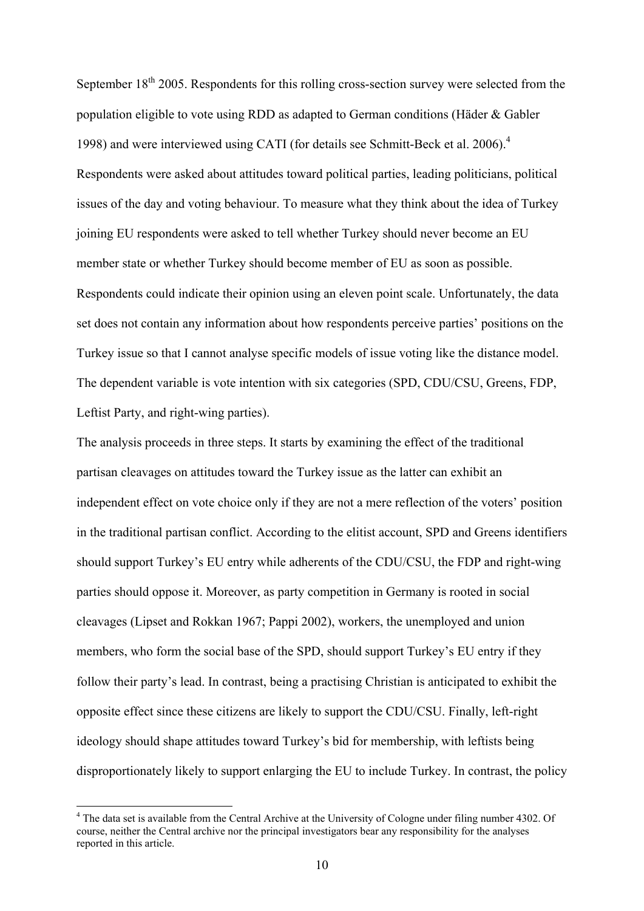September 18th 2005. Respondents for this rolling cross-section survey were selected from the population eligible to vote using RDD as adapted to German conditions (Häder & Gabler 1998) and were interviewed using CATI (for details see Schmitt-Beck et al. 2006).[4] Respondents were asked about attitudes toward political parties, leading politicians, political issues of the day and voting behaviour. To measure what they think about the idea of Turkey joining EU respondents were asked to tell whether Turkey should never become an EU member state or whether Turkey should become member of EU as soon as possible. Respondents could indicate their opinion using an eleven point scale. Unfortunately, the data set does not contain any information about how respondents perceive parties' positions on the Turkey issue so that I cannot analyse specific models of issue voting like the distance model. The dependent variable is vote intention with six categories (SPD, CDU/CSU, Greens, FDP, Leftist Party, and right-wing parties).

The analysis proceeds in three steps. It starts by examining the effect of the traditional partisan cleavages on attitudes toward the Turkey issue as the latter can exhibit an independent effect on vote choice only if they are not a mere reflection of the voters' position in the traditional partisan conflict. According to the elitist account, SPD and Greens identifiers should support Turkey's EU entry while adherents of the CDU/CSU, the FDP and right-wing parties should oppose it. Moreover, as party competition in Germany is rooted in social cleavages (Lipset and Rokkan 1967; Pappi 2002), workers, the unemployed and union members, who form the social base of the SPD, should support Turkey's EU entry if they follow their party's lead. In contrast, being a practising Christian is anticipated to exhibit the opposite effect since these citizens are likely to support the CDU/CSU. Finally, left-right ideology should shape attitudes toward Turkey's bid for membership, with leftists being disproportionately likely to support enlarging the EU to include Turkey. In contrast, the policy

[4] The data set is available from the Central Archive at the University of Cologne under filing number 4302. Of course, neither the Central archive nor the principal investigators bear any responsibility for the analyses reported in this article.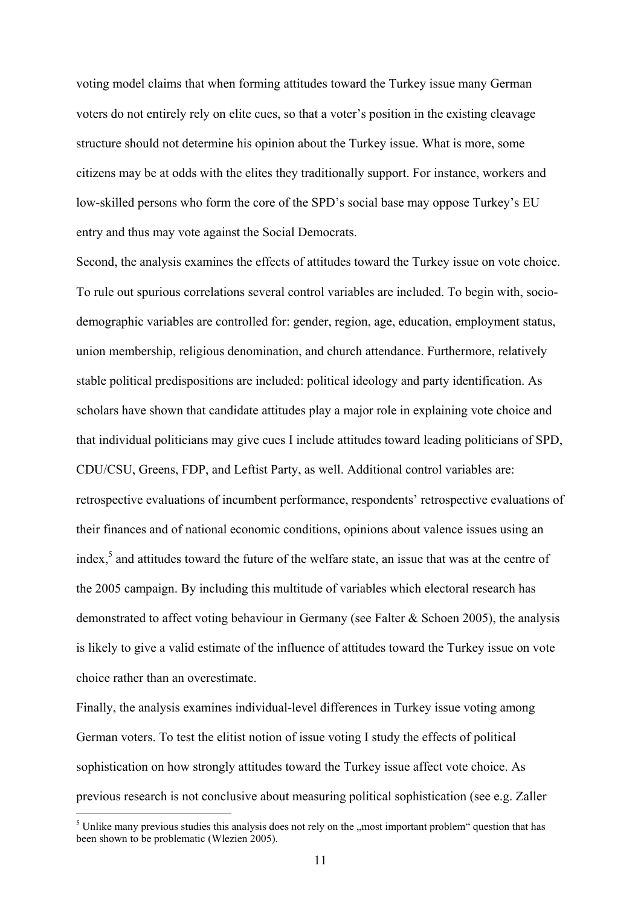voting model claims that when forming attitudes toward the Turkey issue many German voters do not entirely rely on elite cues, so that a voter's position in the existing cleavage structure should not determine his opinion about the Turkey issue. What is more, some citizens may be at odds with the elites they traditionally support. For instance, workers and low-skilled persons who form the core of the SPD's social base may oppose Turkey's EU entry and thus may vote against the Social Democrats.

Second, the analysis examines the effects of attitudes toward the Turkey issue on vote choice. To rule out spurious correlations several control variables are included. To begin with, socio-demographic variables are controlled for: gender, region, age, education, employment status, union membership, religious denomination, and church attendance. Furthermore, relatively stable political predispositions are included: political ideology and party identification. As scholars have shown that candidate attitudes play a major role in explaining vote choice and that individual politicians may give cues I include attitudes toward leading politicians of SPD, CDU/CSU, Greens, FDP, and Leftist Party, as well. Additional control variables are: retrospective evaluations of incumbent performance, respondents' retrospective evaluations of their finances and of national economic conditions, opinions about valence issues using an index,[5] and attitudes toward the future of the welfare state, an issue that was at the centre of the 2005 campaign. By including this multitude of variables which electoral research has demonstrated to affect voting behaviour in Germany (see Falter & Schoen 2005), the analysis is likely to give a valid estimate of the influence of attitudes toward the Turkey issue on vote choice rather than an overestimate.

Finally, the analysis examines individual-level differences in Turkey issue voting among German voters. To test the elitist notion of issue voting I study the effects of political sophistication on how strongly attitudes toward the Turkey issue affect vote choice. As previous research is not conclusive about measuring political sophistication (see e.g. Zaller

[5] Unlike many previous studies this analysis does not rely on the „most important problem" question that has been shown to be problematic (Wlezien 2005).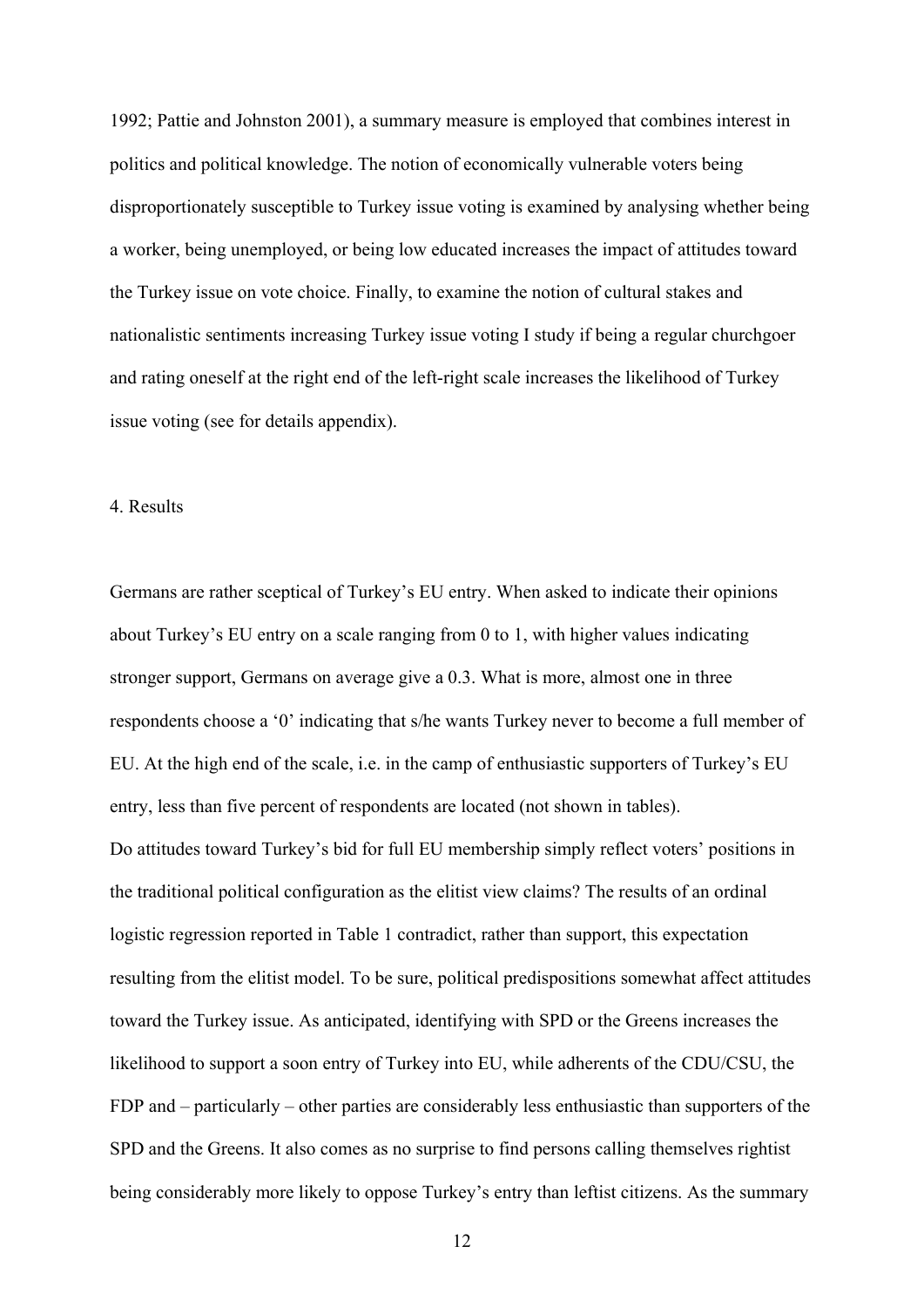1992; Pattie and Johnston 2001), a summary measure is employed that combines interest in politics and political knowledge. The notion of economically vulnerable voters being disproportionately susceptible to Turkey issue voting is examined by analysing whether being a worker, being unemployed, or being low educated increases the impact of attitudes toward the Turkey issue on vote choice. Finally, to examine the notion of cultural stakes and nationalistic sentiments increasing Turkey issue voting I study if being a regular churchgoer and rating oneself at the right end of the left-right scale increases the likelihood of Turkey issue voting (see for details appendix).

## 4. Results

Germans are rather sceptical of Turkey's EU entry. When asked to indicate their opinions about Turkey's EU entry on a scale ranging from 0 to 1, with higher values indicating stronger support, Germans on average give a 0.3. What is more, almost one in three respondents choose a '0' indicating that s/he wants Turkey never to become a full member of EU. At the high end of the scale, i.e. in the camp of enthusiastic supporters of Turkey's EU entry, less than five percent of respondents are located (not shown in tables).

Do attitudes toward Turkey's bid for full EU membership simply reflect voters' positions in the traditional political configuration as the elitist view claims? The results of an ordinal logistic regression reported in Table 1 contradict, rather than support, this expectation resulting from the elitist model. To be sure, political predispositions somewhat affect attitudes toward the Turkey issue. As anticipated, identifying with SPD or the Greens increases the likelihood to support a soon entry of Turkey into EU, while adherents of the CDU/CSU, the FDP and – particularly – other parties are considerably less enthusiastic than supporters of the SPD and the Greens. It also comes as no surprise to find persons calling themselves rightist being considerably more likely to oppose Turkey's entry than leftist citizens. As the summary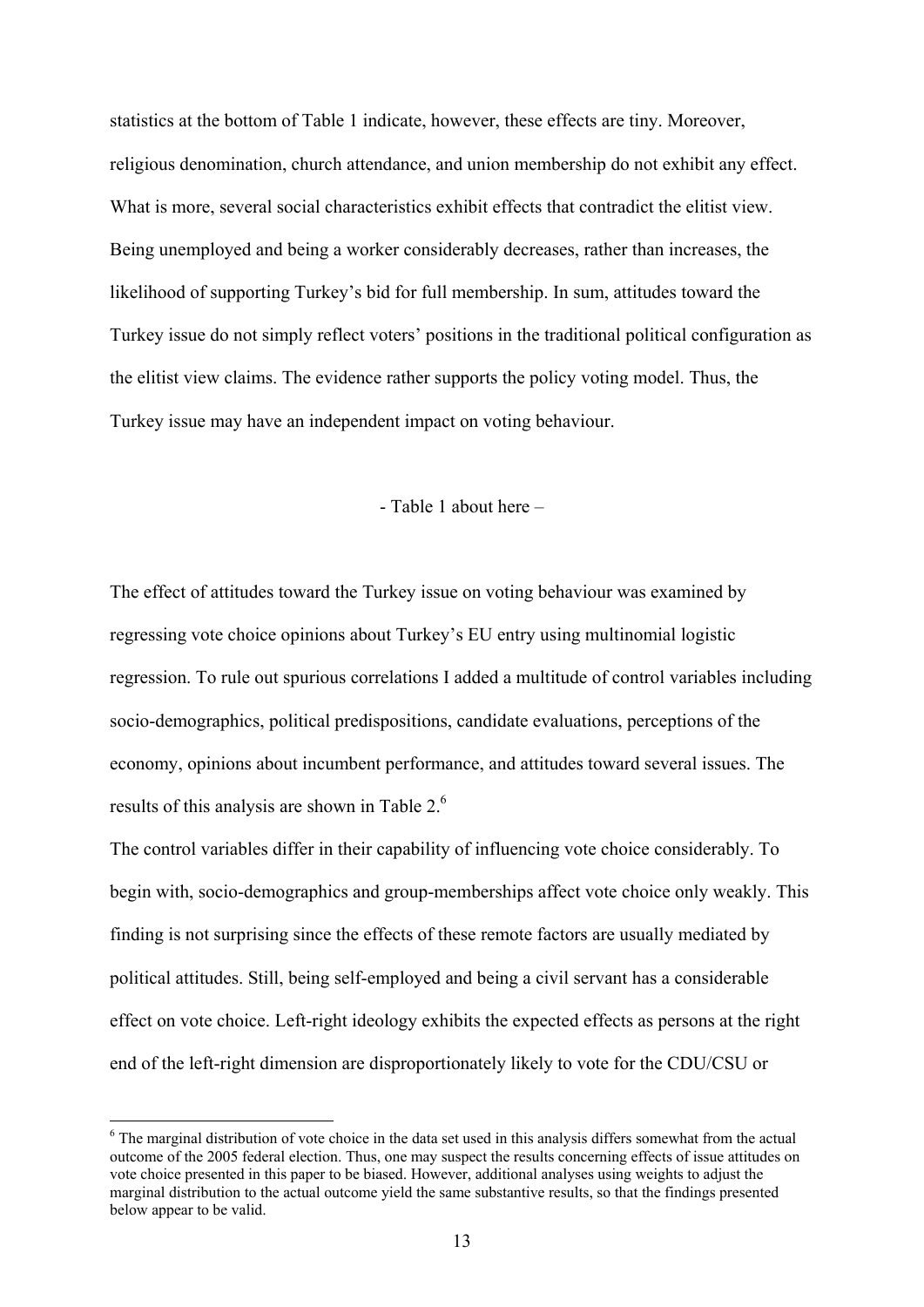statistics at the bottom of Table 1 indicate, however, these effects are tiny. Moreover, religious denomination, church attendance, and union membership do not exhibit any effect. What is more, several social characteristics exhibit effects that contradict the elitist view. Being unemployed and being a worker considerably decreases, rather than increases, the likelihood of supporting Turkey's bid for full membership. In sum, attitudes toward the Turkey issue do not simply reflect voters' positions in the traditional political configuration as the elitist view claims. The evidence rather supports the policy voting model. Thus, the Turkey issue may have an independent impact on voting behaviour.

- Table 1 about here –

The effect of attitudes toward the Turkey issue on voting behaviour was examined by regressing vote choice opinions about Turkey's EU entry using multinomial logistic regression. To rule out spurious correlations I added a multitude of control variables including socio-demographics, political predispositions, candidate evaluations, perceptions of the economy, opinions about incumbent performance, and attitudes toward several issues. The results of this analysis are shown in Table 2.[6]

The control variables differ in their capability of influencing vote choice considerably. To begin with, socio-demographics and group-memberships affect vote choice only weakly. This finding is not surprising since the effects of these remote factors are usually mediated by political attitudes. Still, being self-employed and being a civil servant has a considerable effect on vote choice. Left-right ideology exhibits the expected effects as persons at the right end of the left-right dimension are disproportionately likely to vote for the CDU/CSU or

[6] The marginal distribution of vote choice in the data set used in this analysis differs somewhat from the actual outcome of the 2005 federal election. Thus, one may suspect the results concerning effects of issue attitudes on vote choice presented in this paper to be biased. However, additional analyses using weights to adjust the marginal distribution to the actual outcome yield the same substantive results, so that the findings presented below appear to be valid.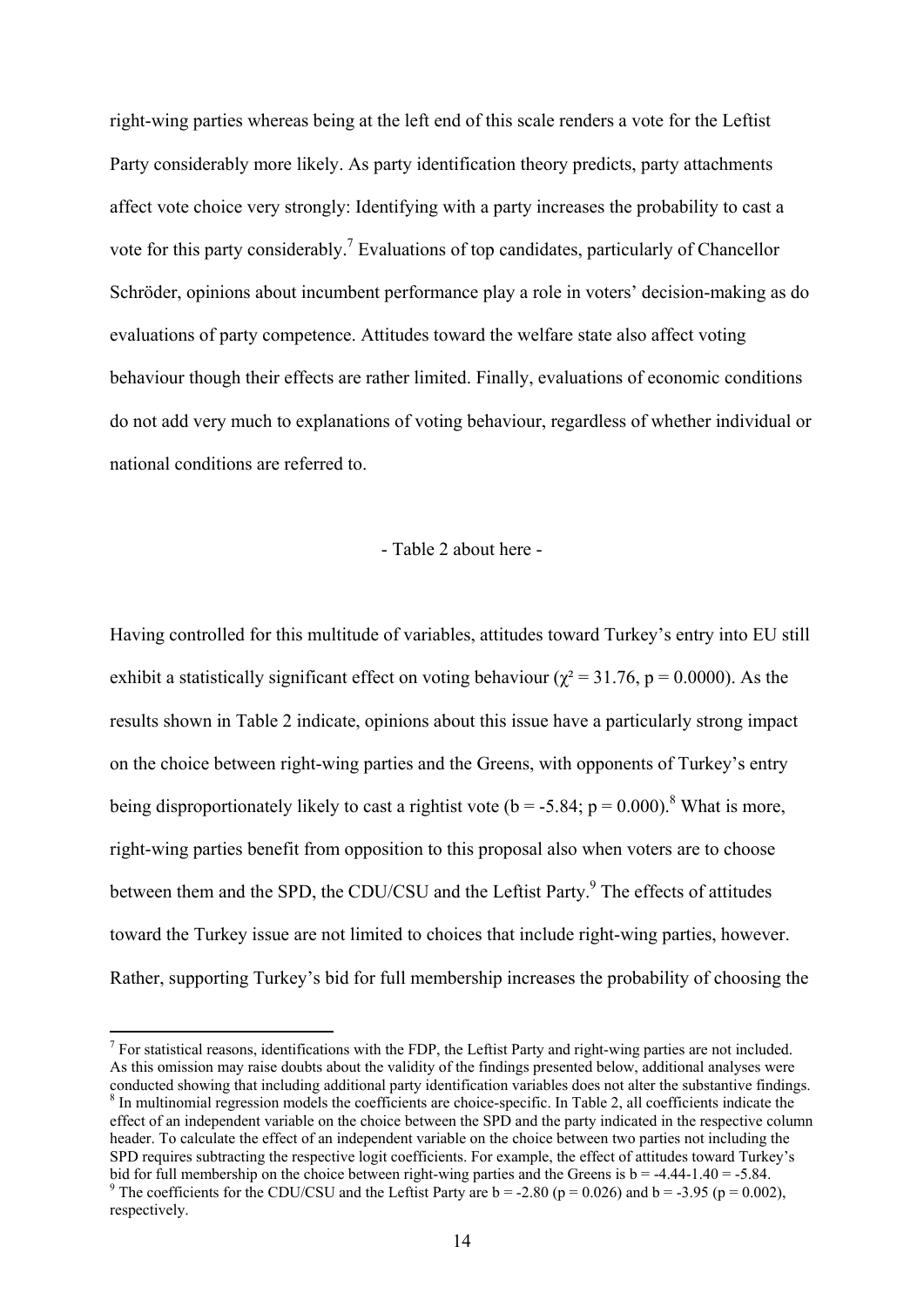right-wing parties whereas being at the left end of this scale renders a vote for the Leftist Party considerably more likely. As party identification theory predicts, party attachments affect vote choice very strongly: Identifying with a party increases the probability to cast a vote for this party considerably.[7] Evaluations of top candidates, particularly of Chancellor Schröder, opinions about incumbent performance play a role in voters' decision-making as do evaluations of party competence. Attitudes toward the welfare state also affect voting behaviour though their effects are rather limited. Finally, evaluations of economic conditions do not add very much to explanations of voting behaviour, regardless of whether individual or national conditions are referred to.

- Table 2 about here -

Having controlled for this multitude of variables, attitudes toward Turkey's entry into EU still exhibit a statistically significant effect on voting behaviour ($\chi^2 = 31.76$, $p = 0.0000$). As the results shown in Table 2 indicate, opinions about this issue have a particularly strong impact on the choice between right-wing parties and the Greens, with opponents of Turkey's entry being disproportionately likely to cast a rightist vote ($b = -5.84$; $p = 0.000$).[8] What is more, right-wing parties benefit from opposition to this proposal also when voters are to choose between them and the SPD, the CDU/CSU and the Leftist Party.[9] The effects of attitudes toward the Turkey issue are not limited to choices that include right-wing parties, however. Rather, supporting Turkey's bid for full membership increases the probability of choosing the

---

[7] For statistical reasons, identifications with the FDP, the Leftist Party and right-wing parties are not included. As this omission may raise doubts about the validity of the findings presented below, additional analyses were conducted showing that including additional party identification variables does not alter the substantive findings.

[8] In multinomial regression models the coefficients are choice-specific. In Table 2, all coefficients indicate the effect of an independent variable on the choice between the SPD and the party indicated in the respective column header. To calculate the effect of an independent variable on the choice between two parties not including the SPD requires subtracting the respective logit coefficients. For example, the effect of attitudes toward Turkey's bid for full membership on the choice between right-wing parties and the Greens is $b = -4.44-1.40 = -5.84$.

[9] The coefficients for the CDU/CSU and the Leftist Party are $b = -2.80$ ($p = 0.026$) and $b = -3.95$ ($p = 0.002$), respectively.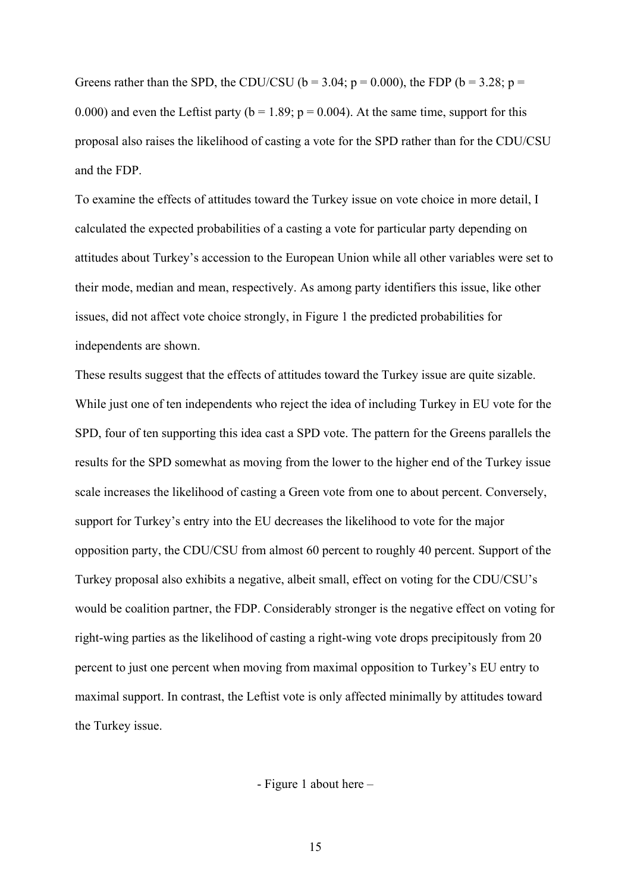Greens rather than the SPD, the CDU/CSU ($b = 3.04$; $p = 0.000$), the FDP ($b = 3.28$; $p = 0.000$) and even the Leftist party ($b = 1.89$; $p = 0.004$). At the same time, support for this proposal also raises the likelihood of casting a vote for the SPD rather than for the CDU/CSU and the FDP.

To examine the effects of attitudes toward the Turkey issue on vote choice in more detail, I calculated the expected probabilities of a casting a vote for particular party depending on attitudes about Turkey's accession to the European Union while all other variables were set to their mode, median and mean, respectively. As among party identifiers this issue, like other issues, did not affect vote choice strongly, in Figure 1 the predicted probabilities for independents are shown.

These results suggest that the effects of attitudes toward the Turkey issue are quite sizable. While just one of ten independents who reject the idea of including Turkey in EU vote for the SPD, four of ten supporting this idea cast a SPD vote. The pattern for the Greens parallels the results for the SPD somewhat as moving from the lower to the higher end of the Turkey issue scale increases the likelihood of casting a Green vote from one to about percent. Conversely, support for Turkey's entry into the EU decreases the likelihood to vote for the major opposition party, the CDU/CSU from almost 60 percent to roughly 40 percent. Support of the Turkey proposal also exhibits a negative, albeit small, effect on voting for the CDU/CSU's would be coalition partner, the FDP. Considerably stronger is the negative effect on voting for right-wing parties as the likelihood of casting a right-wing vote drops precipitously from 20 percent to just one percent when moving from maximal opposition to Turkey's EU entry to maximal support. In contrast, the Leftist vote is only affected minimally by attitudes toward the Turkey issue.

- Figure 1 about here –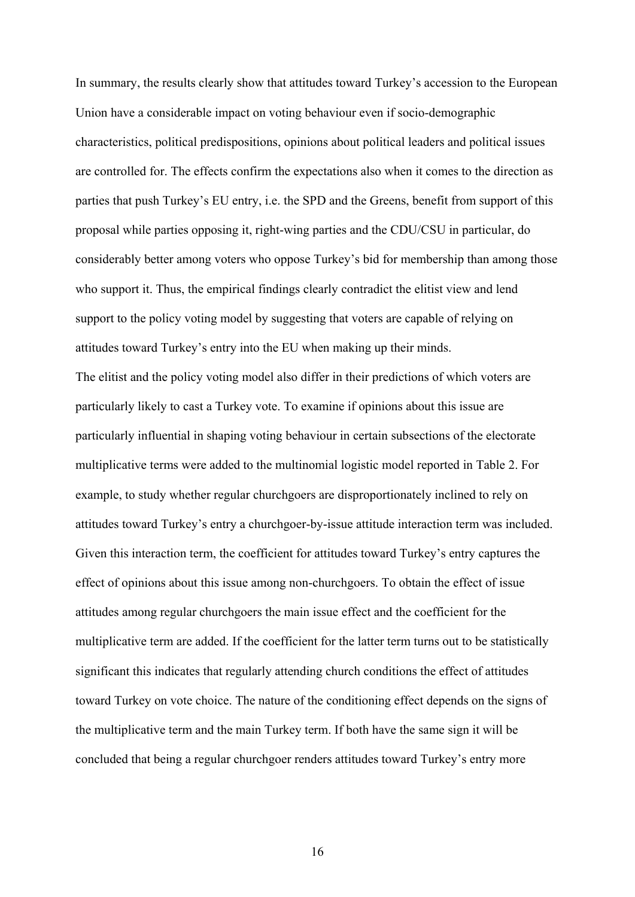In summary, the results clearly show that attitudes toward Turkey's accession to the European Union have a considerable impact on voting behaviour even if socio-demographic characteristics, political predispositions, opinions about political leaders and political issues are controlled for. The effects confirm the expectations also when it comes to the direction as parties that push Turkey's EU entry, i.e. the SPD and the Greens, benefit from support of this proposal while parties opposing it, right-wing parties and the CDU/CSU in particular, do considerably better among voters who oppose Turkey's bid for membership than among those who support it. Thus, the empirical findings clearly contradict the elitist view and lend support to the policy voting model by suggesting that voters are capable of relying on attitudes toward Turkey's entry into the EU when making up their minds.

The elitist and the policy voting model also differ in their predictions of which voters are particularly likely to cast a Turkey vote. To examine if opinions about this issue are particularly influential in shaping voting behaviour in certain subsections of the electorate multiplicative terms were added to the multinomial logistic model reported in Table 2. For example, to study whether regular churchgoers are disproportionately inclined to rely on attitudes toward Turkey's entry a churchgoer-by-issue attitude interaction term was included. Given this interaction term, the coefficient for attitudes toward Turkey's entry captures the effect of opinions about this issue among non-churchgoers. To obtain the effect of issue attitudes among regular churchgoers the main issue effect and the coefficient for the multiplicative term are added. If the coefficient for the latter term turns out to be statistically significant this indicates that regularly attending church conditions the effect of attitudes toward Turkey on vote choice. The nature of the conditioning effect depends on the signs of the multiplicative term and the main Turkey term. If both have the same sign it will be concluded that being a regular churchgoer renders attitudes toward Turkey's entry more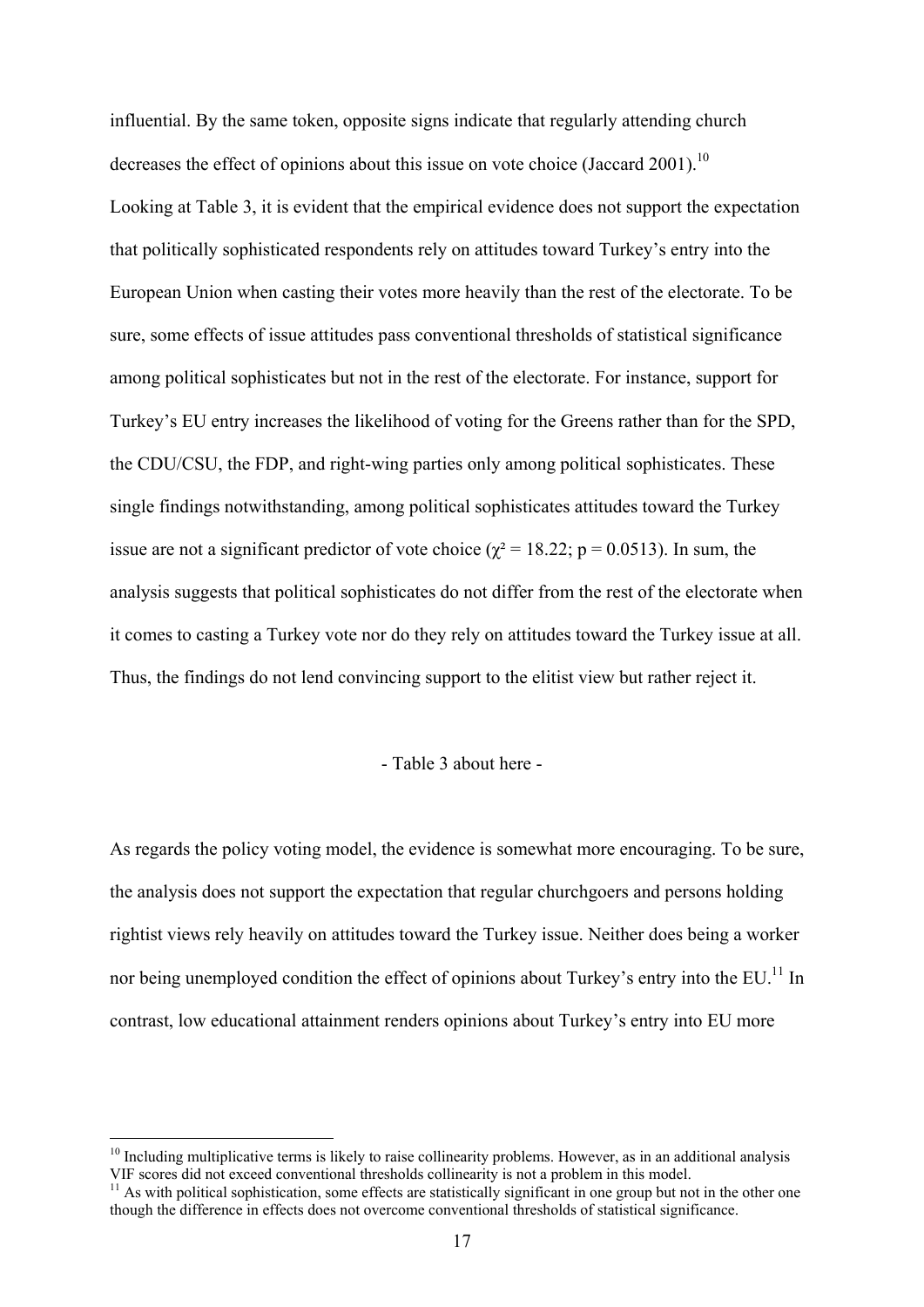influential. By the same token, opposite signs indicate that regularly attending church decreases the effect of opinions about this issue on vote choice (Jaccard 2001).[10]

Looking at Table 3, it is evident that the empirical evidence does not support the expectation that politically sophisticated respondents rely on attitudes toward Turkey's entry into the European Union when casting their votes more heavily than the rest of the electorate. To be sure, some effects of issue attitudes pass conventional thresholds of statistical significance among political sophisticates but not in the rest of the electorate. For instance, support for Turkey's EU entry increases the likelihood of voting for the Greens rather than for the SPD, the CDU/CSU, the FDP, and right-wing parties only among political sophisticates. These single findings notwithstanding, among political sophisticates attitudes toward the Turkey issue are not a significant predictor of vote choice ($\chi^2 = 18.22$; $p = 0.0513$). In sum, the analysis suggests that political sophisticates do not differ from the rest of the electorate when it comes to casting a Turkey vote nor do they rely on attitudes toward the Turkey issue at all. Thus, the findings do not lend convincing support to the elitist view but rather reject it.

- Table 3 about here -

As regards the policy voting model, the evidence is somewhat more encouraging. To be sure, the analysis does not support the expectation that regular churchgoers and persons holding rightist views rely heavily on attitudes toward the Turkey issue. Neither does being a worker nor being unemployed condition the effect of opinions about Turkey's entry into the EU.[11] In contrast, low educational attainment renders opinions about Turkey's entry into EU more

---

[10] Including multiplicative terms is likely to raise collinearity problems. However, as in an additional analysis VIF scores did not exceed conventional thresholds collinearity is not a problem in this model.

[11] As with political sophistication, some effects are statistically significant in one group but not in the other one though the difference in effects does not overcome conventional thresholds of statistical significance.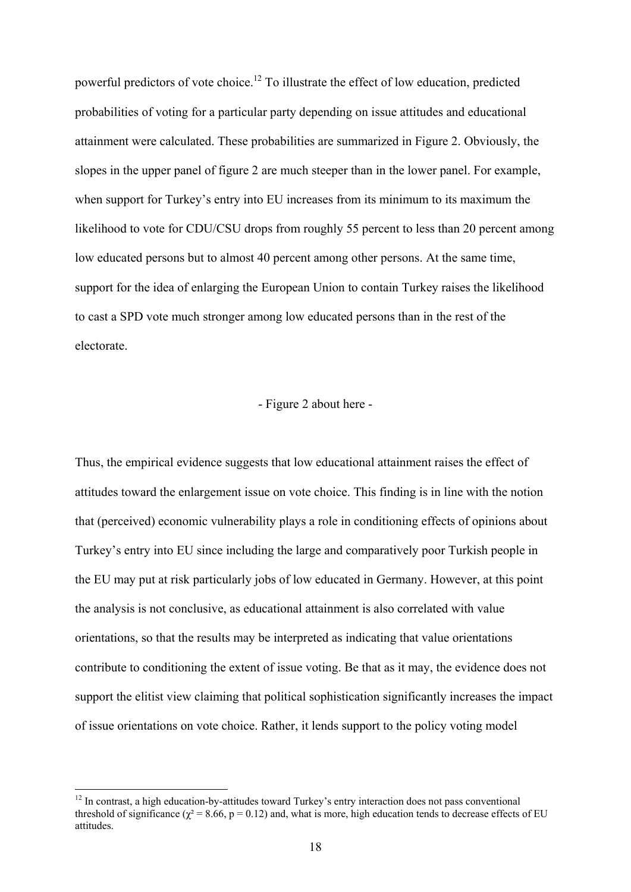powerful predictors of vote choice.[12] To illustrate the effect of low education, predicted probabilities of voting for a particular party depending on issue attitudes and educational attainment were calculated. These probabilities are summarized in Figure 2. Obviously, the slopes in the upper panel of figure 2 are much steeper than in the lower panel. For example, when support for Turkey's entry into EU increases from its minimum to its maximum the likelihood to vote for CDU/CSU drops from roughly 55 percent to less than 20 percent among low educated persons but to almost 40 percent among other persons. At the same time, support for the idea of enlarging the European Union to contain Turkey raises the likelihood to cast a SPD vote much stronger among low educated persons than in the rest of the electorate.

- Figure 2 about here -

Thus, the empirical evidence suggests that low educational attainment raises the effect of attitudes toward the enlargement issue on vote choice. This finding is in line with the notion that (perceived) economic vulnerability plays a role in conditioning effects of opinions about Turkey's entry into EU since including the large and comparatively poor Turkish people in the EU may put at risk particularly jobs of low educated in Germany. However, at this point the analysis is not conclusive, as educational attainment is also correlated with value orientations, so that the results may be interpreted as indicating that value orientations contribute to conditioning the extent of issue voting. Be that as it may, the evidence does not support the elitist view claiming that political sophistication significantly increases the impact of issue orientations on vote choice. Rather, it lends support to the policy voting model

[12] In contrast, a high education-by-attitudes toward Turkey's entry interaction does not pass conventional threshold of significance ($\chi^2 = 8.66$, $p = 0.12$) and, what is more, high education tends to decrease effects of EU attitudes.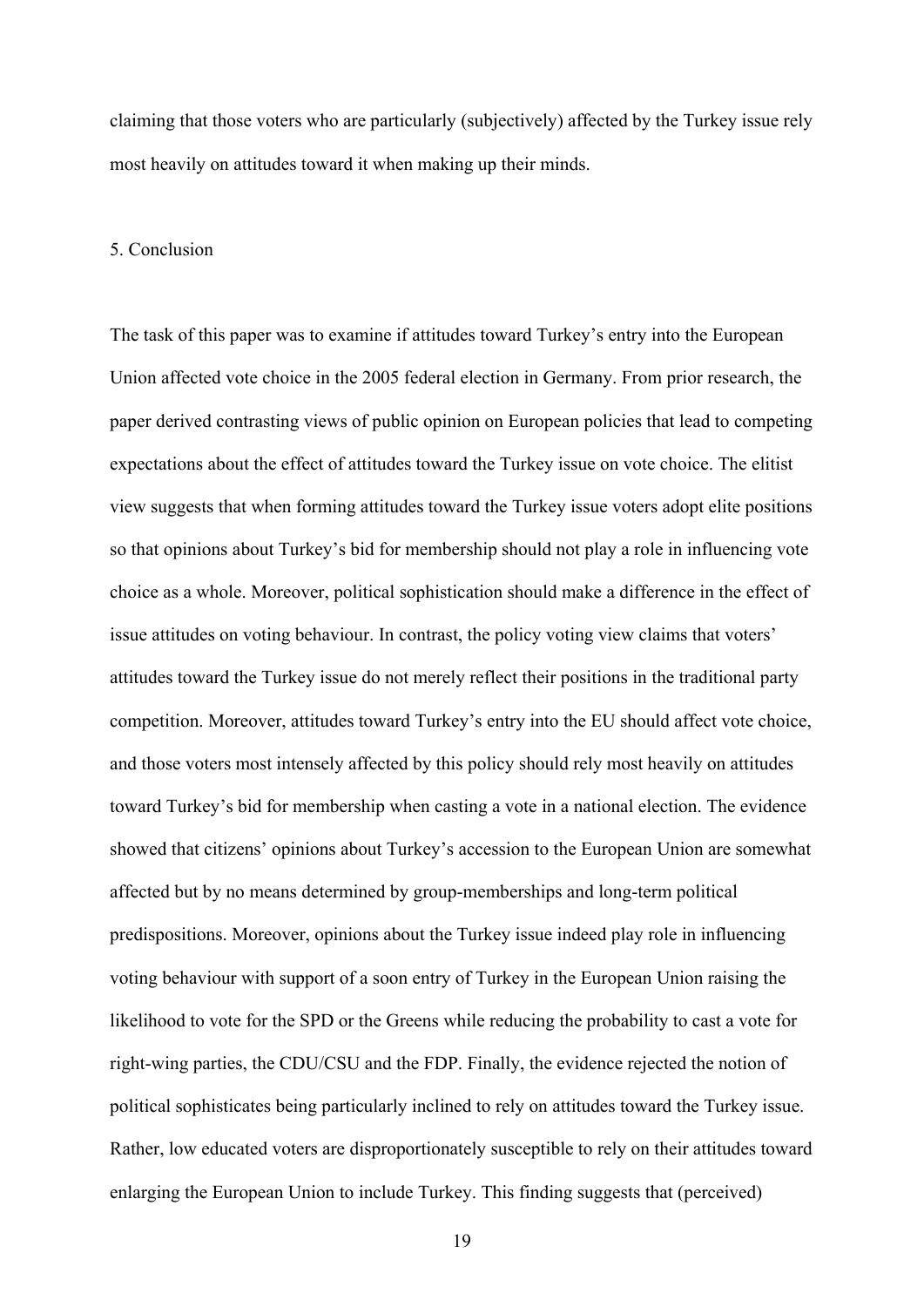claiming that those voters who are particularly (subjectively) affected by the Turkey issue rely most heavily on attitudes toward it when making up their minds.

## 5. Conclusion

The task of this paper was to examine if attitudes toward Turkey's entry into the European Union affected vote choice in the 2005 federal election in Germany. From prior research, the paper derived contrasting views of public opinion on European policies that lead to competing expectations about the effect of attitudes toward the Turkey issue on vote choice. The elitist view suggests that when forming attitudes toward the Turkey issue voters adopt elite positions so that opinions about Turkey's bid for membership should not play a role in influencing vote choice as a whole. Moreover, political sophistication should make a difference in the effect of issue attitudes on voting behaviour. In contrast, the policy voting view claims that voters' attitudes toward the Turkey issue do not merely reflect their positions in the traditional party competition. Moreover, attitudes toward Turkey's entry into the EU should affect vote choice, and those voters most intensely affected by this policy should rely most heavily on attitudes toward Turkey's bid for membership when casting a vote in a national election. The evidence showed that citizens' opinions about Turkey's accession to the European Union are somewhat affected but by no means determined by group-memberships and long-term political predispositions. Moreover, opinions about the Turkey issue indeed play role in influencing voting behaviour with support of a soon entry of Turkey in the European Union raising the likelihood to vote for the SPD or the Greens while reducing the probability to cast a vote for right-wing parties, the CDU/CSU and the FDP. Finally, the evidence rejected the notion of political sophisticates being particularly inclined to rely on attitudes toward the Turkey issue. Rather, low educated voters are disproportionately susceptible to rely on their attitudes toward enlarging the European Union to include Turkey. This finding suggests that (perceived)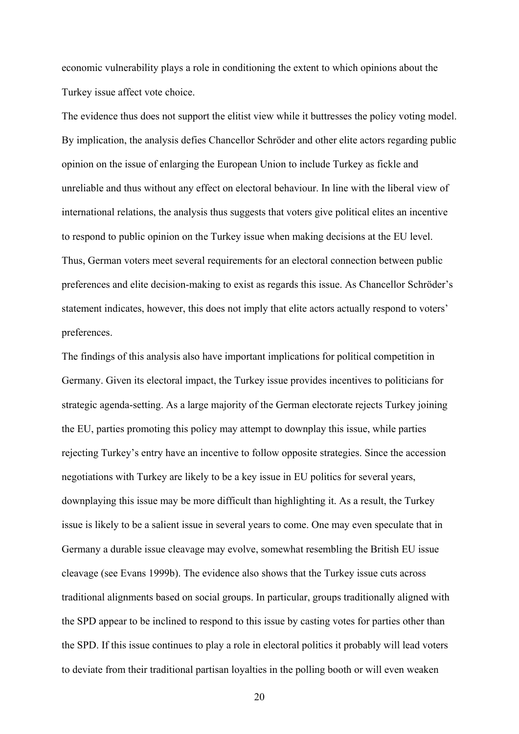economic vulnerability plays a role in conditioning the extent to which opinions about the Turkey issue affect vote choice.

The evidence thus does not support the elitist view while it buttresses the policy voting model. By implication, the analysis defies Chancellor Schröder and other elite actors regarding public opinion on the issue of enlarging the European Union to include Turkey as fickle and unreliable and thus without any effect on electoral behaviour. In line with the liberal view of international relations, the analysis thus suggests that voters give political elites an incentive to respond to public opinion on the Turkey issue when making decisions at the EU level. Thus, German voters meet several requirements for an electoral connection between public preferences and elite decision-making to exist as regards this issue. As Chancellor Schröder's statement indicates, however, this does not imply that elite actors actually respond to voters' preferences.

The findings of this analysis also have important implications for political competition in Germany. Given its electoral impact, the Turkey issue provides incentives to politicians for strategic agenda-setting. As a large majority of the German electorate rejects Turkey joining the EU, parties promoting this policy may attempt to downplay this issue, while parties rejecting Turkey's entry have an incentive to follow opposite strategies. Since the accession negotiations with Turkey are likely to be a key issue in EU politics for several years, downplaying this issue may be more difficult than highlighting it. As a result, the Turkey issue is likely to be a salient issue in several years to come. One may even speculate that in Germany a durable issue cleavage may evolve, somewhat resembling the British EU issue cleavage (see Evans 1999b). The evidence also shows that the Turkey issue cuts across traditional alignments based on social groups. In particular, groups traditionally aligned with the SPD appear to be inclined to respond to this issue by casting votes for parties other than the SPD. If this issue continues to play a role in electoral politics it probably will lead voters to deviate from their traditional partisan loyalties in the polling booth or will even weaken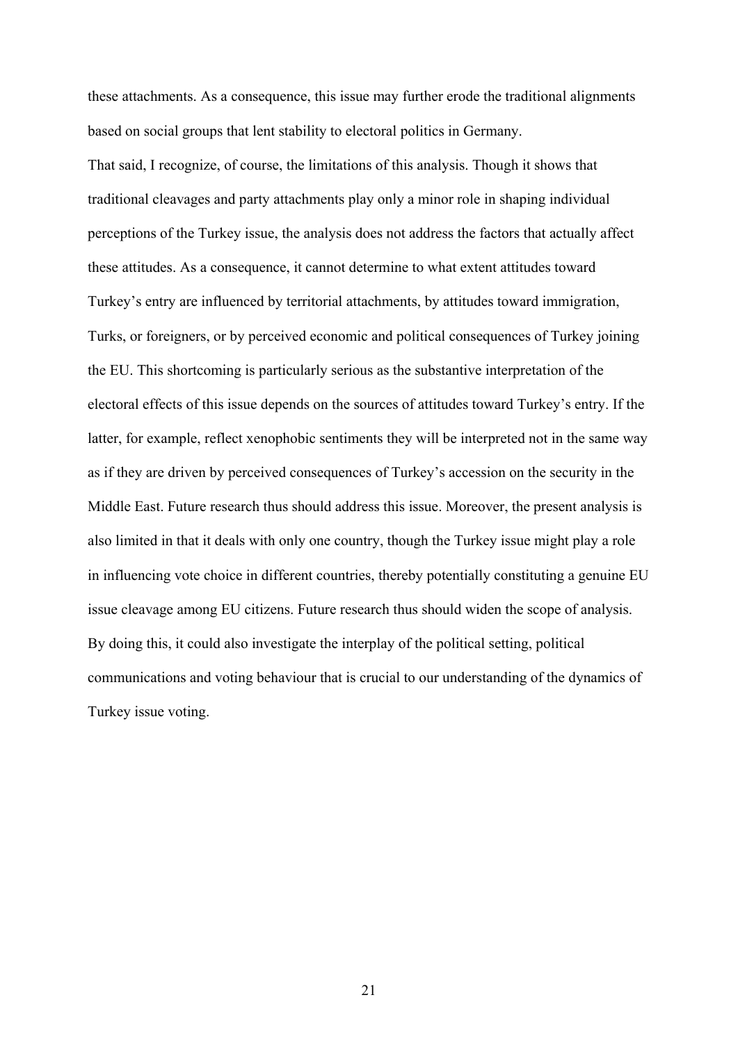these attachments. As a consequence, this issue may further erode the traditional alignments based on social groups that lent stability to electoral politics in Germany.

That said, I recognize, of course, the limitations of this analysis. Though it shows that traditional cleavages and party attachments play only a minor role in shaping individual perceptions of the Turkey issue, the analysis does not address the factors that actually affect these attitudes. As a consequence, it cannot determine to what extent attitudes toward Turkey's entry are influenced by territorial attachments, by attitudes toward immigration, Turks, or foreigners, or by perceived economic and political consequences of Turkey joining the EU. This shortcoming is particularly serious as the substantive interpretation of the electoral effects of this issue depends on the sources of attitudes toward Turkey's entry. If the latter, for example, reflect xenophobic sentiments they will be interpreted not in the same way as if they are driven by perceived consequences of Turkey's accession on the security in the Middle East. Future research thus should address this issue. Moreover, the present analysis is also limited in that it deals with only one country, though the Turkey issue might play a role in influencing vote choice in different countries, thereby potentially constituting a genuine EU issue cleavage among EU citizens. Future research thus should widen the scope of analysis. By doing this, it could also investigate the interplay of the political setting, political communications and voting behaviour that is crucial to our understanding of the dynamics of Turkey issue voting.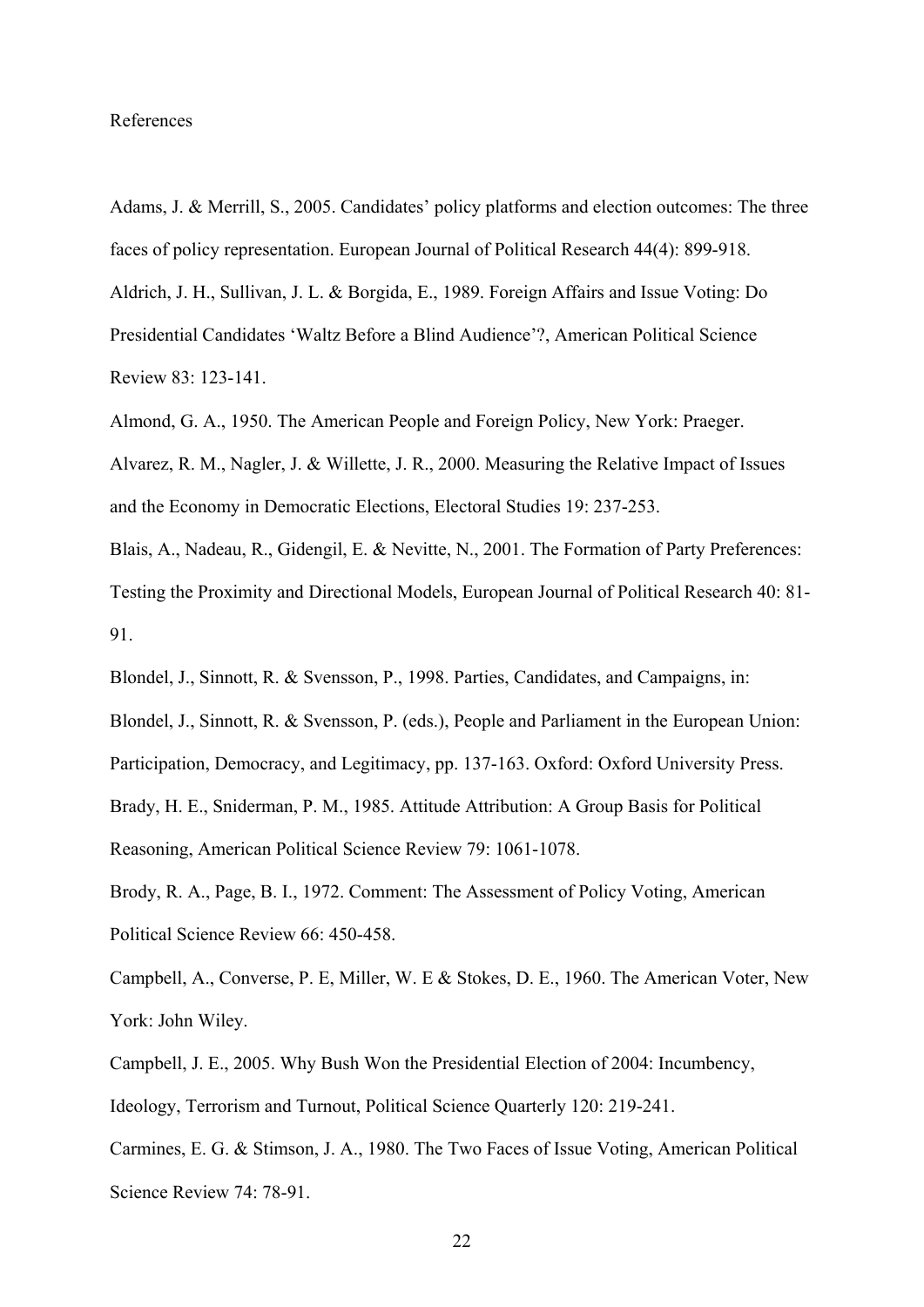References

Adams, J. & Merrill, S., 2005. Candidates' policy platforms and election outcomes: The three faces of policy representation. European Journal of Political Research 44(4): 899-918.

Aldrich, J. H., Sullivan, J. L. & Borgida, E., 1989. Foreign Affairs and Issue Voting: Do Presidential Candidates 'Waltz Before a Blind Audience'?, American Political Science Review 83: 123-141.

Almond, G. A., 1950. The American People and Foreign Policy, New York: Praeger.

Alvarez, R. M., Nagler, J. & Willette, J. R., 2000. Measuring the Relative Impact of Issues and the Economy in Democratic Elections, Electoral Studies 19: 237-253.

Blais, A., Nadeau, R., Gidengil, E. & Nevitte, N., 2001. The Formation of Party Preferences: Testing the Proximity and Directional Models, European Journal of Political Research 40: 81-91.

Blondel, J., Sinnott, R. & Svensson, P., 1998. Parties, Candidates, and Campaigns, in: Blondel, J., Sinnott, R. & Svensson, P. (eds.), People and Parliament in the European Union: Participation, Democracy, and Legitimacy, pp. 137-163. Oxford: Oxford University Press.

Brady, H. E., Sniderman, P. M., 1985. Attitude Attribution: A Group Basis for Political Reasoning, American Political Science Review 79: 1061-1078.

Brody, R. A., Page, B. I., 1972. Comment: The Assessment of Policy Voting, American Political Science Review 66: 450-458.

Campbell, A., Converse, P. E, Miller, W. E & Stokes, D. E., 1960. The American Voter, New York: John Wiley.

Campbell, J. E., 2005. Why Bush Won the Presidential Election of 2004: Incumbency, Ideology, Terrorism and Turnout, Political Science Quarterly 120: 219-241.

Carmines, E. G. & Stimson, J. A., 1980. The Two Faces of Issue Voting, American Political Science Review 74: 78-91.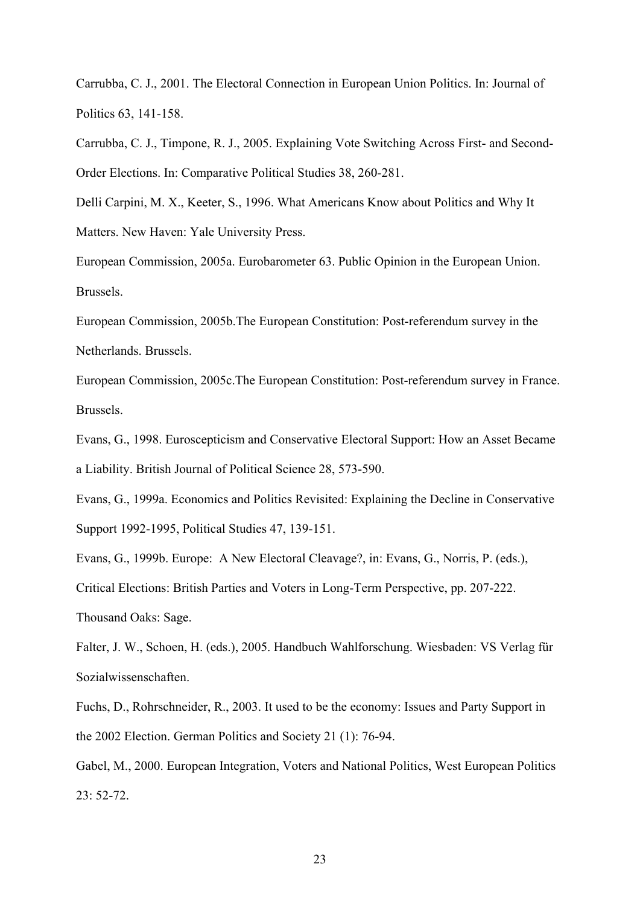Carrubba, C. J., 2001. The Electoral Connection in European Union Politics. In: Journal of Politics 63, 141-158.

Carrubba, C. J., Timpone, R. J., 2005. Explaining Vote Switching Across First- and Second-Order Elections. In: Comparative Political Studies 38, 260-281.

Delli Carpini, M. X., Keeter, S., 1996. What Americans Know about Politics and Why It Matters. New Haven: Yale University Press.

European Commission, 2005a. Eurobarometer 63. Public Opinion in the European Union. Brussels.

European Commission, 2005b.The European Constitution: Post-referendum survey in the Netherlands. Brussels.

European Commission, 2005c.The European Constitution: Post-referendum survey in France. Brussels.

Evans, G., 1998. Euroscepticism and Conservative Electoral Support: How an Asset Became a Liability. British Journal of Political Science 28, 573-590.

Evans, G., 1999a. Economics and Politics Revisited: Explaining the Decline in Conservative Support 1992-1995, Political Studies 47, 139-151.

Evans, G., 1999b. Europe: A New Electoral Cleavage?, in: Evans, G., Norris, P. (eds.), Critical Elections: British Parties and Voters in Long-Term Perspective, pp. 207-222. Thousand Oaks: Sage.

Falter, J. W., Schoen, H. (eds.), 2005. Handbuch Wahlforschung. Wiesbaden: VS Verlag für Sozialwissenschaften.

Fuchs, D., Rohrschneider, R., 2003. It used to be the economy: Issues and Party Support in the 2002 Election. German Politics and Society 21 (1): 76-94.

Gabel, M., 2000. European Integration, Voters and National Politics, West European Politics 23: 52-72.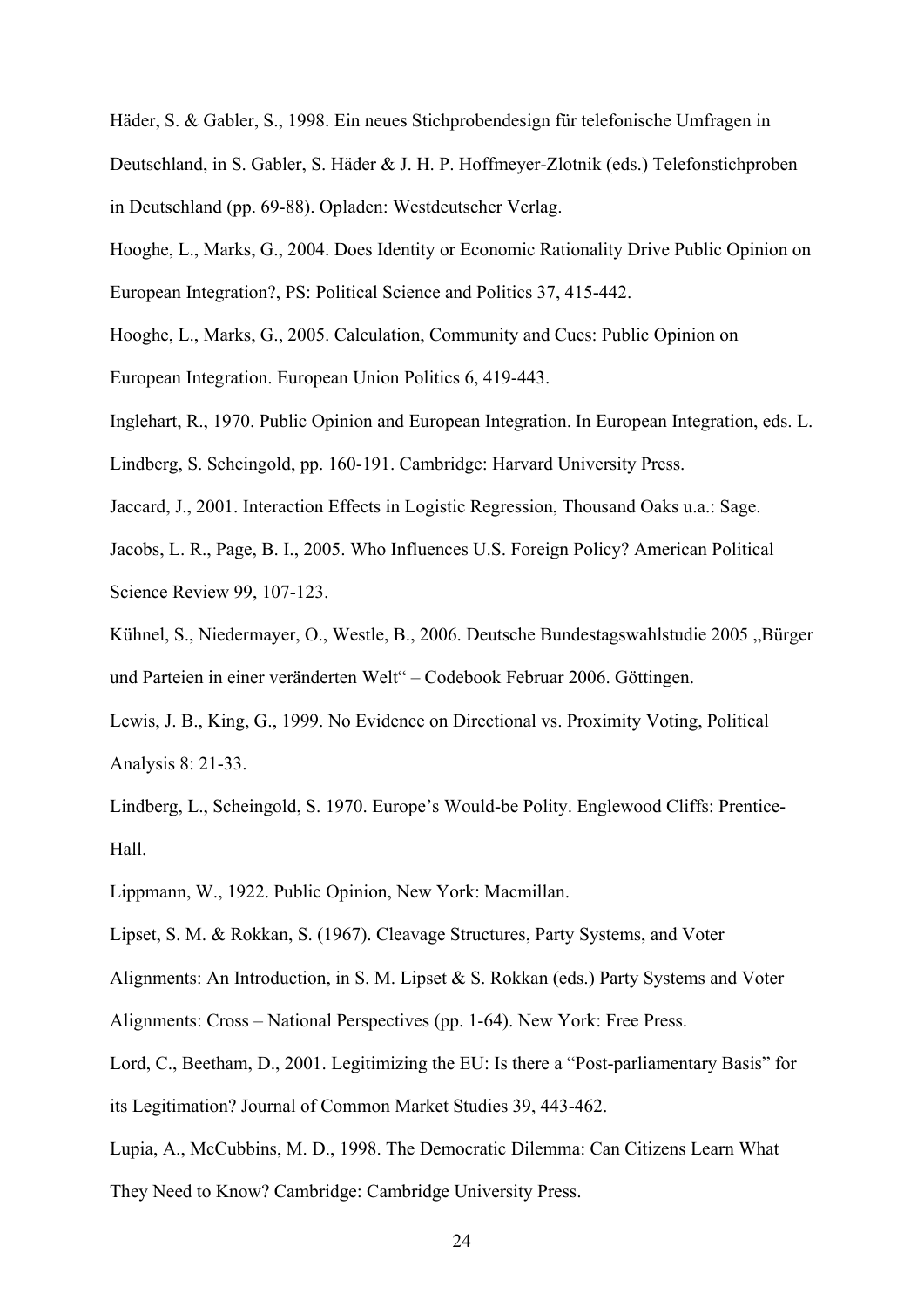Häder, S. & Gabler, S., 1998. Ein neues Stichprobendesign für telefonische Umfragen in Deutschland, in S. Gabler, S. Häder & J. H. P. Hoffmeyer-Zlotnik (eds.) Telefonstichproben in Deutschland (pp. 69-88). Opladen: Westdeutscher Verlag.

Hooghe, L., Marks, G., 2004. Does Identity or Economic Rationality Drive Public Opinion on European Integration?, PS: Political Science and Politics 37, 415-442.

Hooghe, L., Marks, G., 2005. Calculation, Community and Cues: Public Opinion on European Integration. European Union Politics 6, 419-443.

Inglehart, R., 1970. Public Opinion and European Integration. In European Integration, eds. L. Lindberg, S. Scheingold, pp. 160-191. Cambridge: Harvard University Press.

Jaccard, J., 2001. Interaction Effects in Logistic Regression, Thousand Oaks u.a.: Sage.

Jacobs, L. R., Page, B. I., 2005. Who Influences U.S. Foreign Policy? American Political Science Review 99, 107-123.

Kühnel, S., Niedermayer, O., Westle, B., 2006. Deutsche Bundestagswahlstudie 2005 „Bürger und Parteien in einer veränderten Welt" – Codebook Februar 2006. Göttingen.

Lewis, J. B., King, G., 1999. No Evidence on Directional vs. Proximity Voting, Political Analysis 8: 21-33.

Lindberg, L., Scheingold, S. 1970. Europe's Would-be Polity. Englewood Cliffs: Prentice-Hall.

Lippmann, W., 1922. Public Opinion, New York: Macmillan.

Lipset, S. M. & Rokkan, S. (1967). Cleavage Structures, Party Systems, and Voter Alignments: An Introduction, in S. M. Lipset & S. Rokkan (eds.) Party Systems and Voter Alignments: Cross – National Perspectives (pp. 1-64). New York: Free Press.

Lord, C., Beetham, D., 2001. Legitimizing the EU: Is there a "Post-parliamentary Basis" for its Legitimation? Journal of Common Market Studies 39, 443-462.

Lupia, A., McCubbins, M. D., 1998. The Democratic Dilemma: Can Citizens Learn What They Need to Know? Cambridge: Cambridge University Press.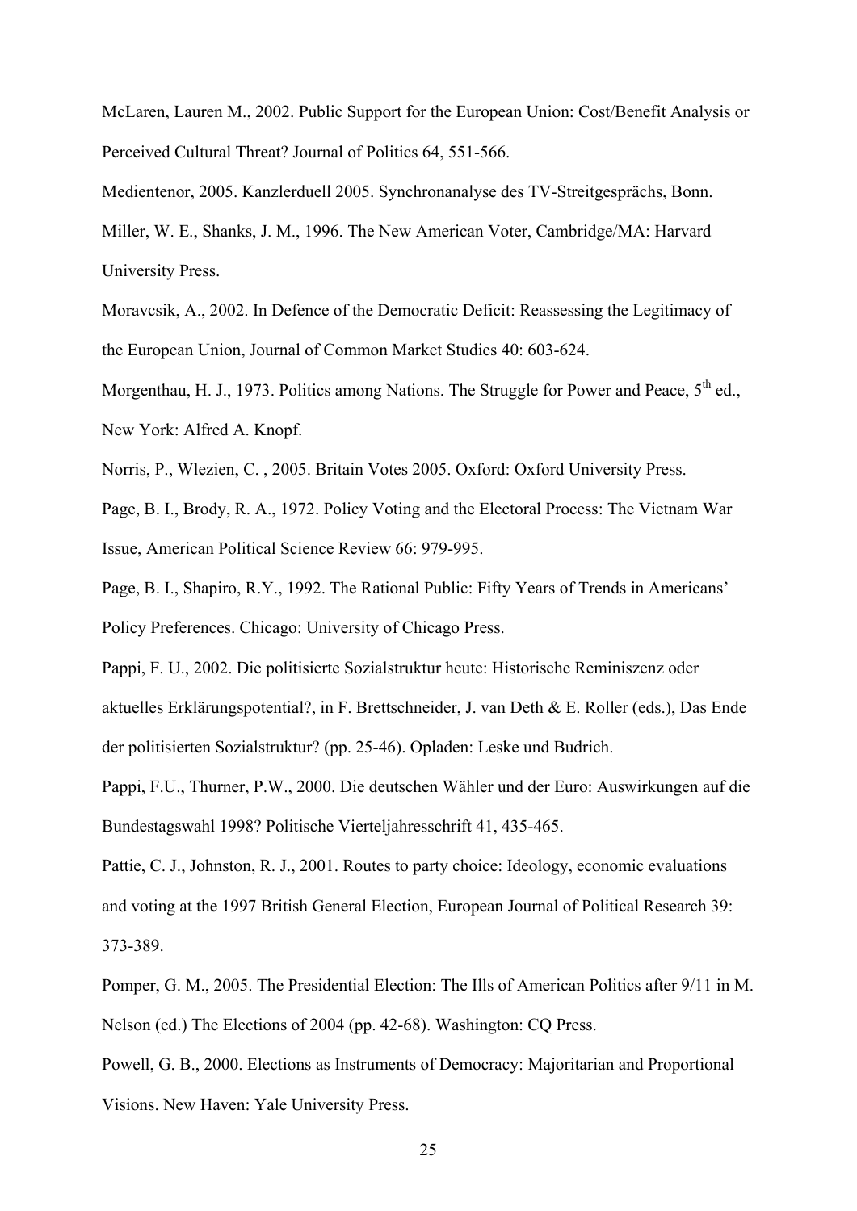McLaren, Lauren M., 2002. Public Support for the European Union: Cost/Benefit Analysis or Perceived Cultural Threat? Journal of Politics 64, 551-566.

Medientenor, 2005. Kanzlerduell 2005. Synchronanalyse des TV-Streitgesprächs, Bonn.

Miller, W. E., Shanks, J. M., 1996. The New American Voter, Cambridge/MA: Harvard University Press.

Moravcsik, A., 2002. In Defence of the Democratic Deficit: Reassessing the Legitimacy of the European Union, Journal of Common Market Studies 40: 603-624.

Morgenthau, H. J., 1973. Politics among Nations. The Struggle for Power and Peace, 5th ed., New York: Alfred A. Knopf.

Norris, P., Wlezien, C. , 2005. Britain Votes 2005. Oxford: Oxford University Press.

Page, B. I., Brody, R. A., 1972. Policy Voting and the Electoral Process: The Vietnam War Issue, American Political Science Review 66: 979-995.

Page, B. I., Shapiro, R.Y., 1992. The Rational Public: Fifty Years of Trends in Americans' Policy Preferences. Chicago: University of Chicago Press.

Pappi, F. U., 2002. Die politisierte Sozialstruktur heute: Historische Reminiszenz oder aktuelles Erklärungspotential?, in F. Brettschneider, J. van Deth & E. Roller (eds.), Das Ende der politisierten Sozialstruktur? (pp. 25-46). Opladen: Leske und Budrich.

Pappi, F.U., Thurner, P.W., 2000. Die deutschen Wähler und der Euro: Auswirkungen auf die Bundestagswahl 1998? Politische Vierteljahresschrift 41, 435-465.

Pattie, C. J., Johnston, R. J., 2001. Routes to party choice: Ideology, economic evaluations and voting at the 1997 British General Election, European Journal of Political Research 39: 373-389.

Pomper, G. M., 2005. The Presidential Election: The Ills of American Politics after 9/11 in M. Nelson (ed.) The Elections of 2004 (pp. 42-68). Washington: CQ Press.

Powell, G. B., 2000. Elections as Instruments of Democracy: Majoritarian and Proportional Visions. New Haven: Yale University Press.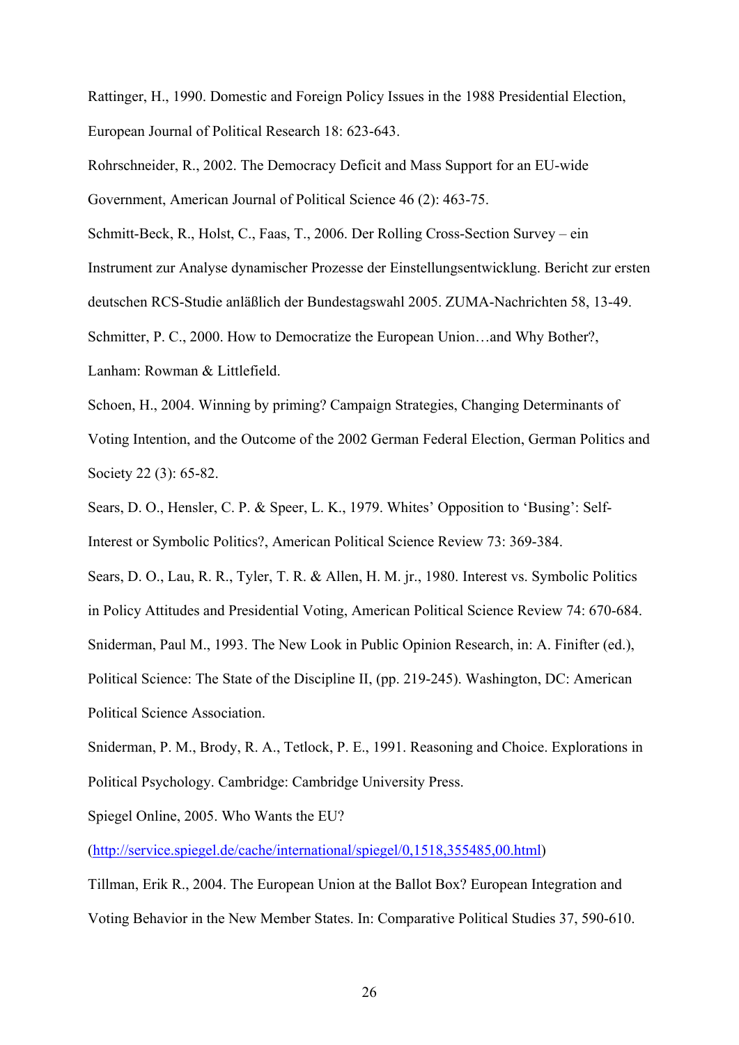Rattinger, H., 1990. Domestic and Foreign Policy Issues in the 1988 Presidential Election, European Journal of Political Research 18: 623-643.

Rohrschneider, R., 2002. The Democracy Deficit and Mass Support for an EU-wide Government, American Journal of Political Science 46 (2): 463-75.

Schmitt-Beck, R., Holst, C., Faas, T., 2006. Der Rolling Cross-Section Survey – ein Instrument zur Analyse dynamischer Prozesse der Einstellungsentwicklung. Bericht zur ersten deutschen RCS-Studie anläßlich der Bundestagswahl 2005. ZUMA-Nachrichten 58, 13-49.

Schmitter, P. C., 2000. How to Democratize the European Union…and Why Bother?, Lanham: Rowman & Littlefield.

Schoen, H., 2004. Winning by priming? Campaign Strategies, Changing Determinants of Voting Intention, and the Outcome of the 2002 German Federal Election, German Politics and Society 22 (3): 65-82.

Sears, D. O., Hensler, C. P. & Speer, L. K., 1979. Whites' Opposition to 'Busing': Self-Interest or Symbolic Politics?, American Political Science Review 73: 369-384.

Sears, D. O., Lau, R. R., Tyler, T. R. & Allen, H. M. jr., 1980. Interest vs. Symbolic Politics in Policy Attitudes and Presidential Voting, American Political Science Review 74: 670-684.

Sniderman, Paul M., 1993. The New Look in Public Opinion Research, in: A. Finifter (ed.), Political Science: The State of the Discipline II, (pp. 219-245). Washington, DC: American Political Science Association.

Sniderman, P. M., Brody, R. A., Tetlock, P. E., 1991. Reasoning and Choice. Explorations in Political Psychology. Cambridge: Cambridge University Press.

Spiegel Online, 2005. Who Wants the EU?
(http://service.spiegel.de/cache/international/spiegel/0,1518,355485,00.html)

Tillman, Erik R., 2004. The European Union at the Ballot Box? European Integration and Voting Behavior in the New Member States. In: Comparative Political Studies 37, 590-610.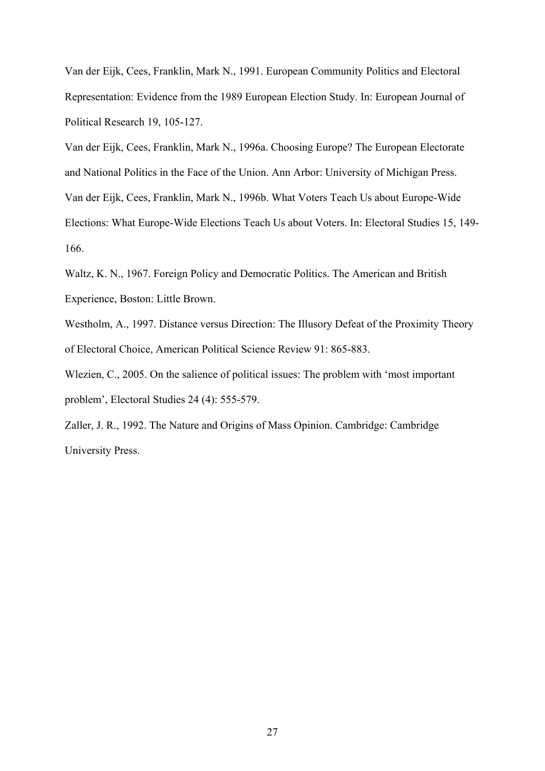Van der Eijk, Cees, Franklin, Mark N., 1991. European Community Politics and Electoral Representation: Evidence from the 1989 European Election Study. In: European Journal of Political Research 19, 105-127.

Van der Eijk, Cees, Franklin, Mark N., 1996a. Choosing Europe? The European Electorate and National Politics in the Face of the Union. Ann Arbor: University of Michigan Press.

Van der Eijk, Cees, Franklin, Mark N., 1996b. What Voters Teach Us about Europe-Wide Elections: What Europe-Wide Elections Teach Us about Voters. In: Electoral Studies 15, 149-166.

Waltz, K. N., 1967. Foreign Policy and Democratic Politics. The American and British Experience, Boston: Little Brown.

Westholm, A., 1997. Distance versus Direction: The Illusory Defeat of the Proximity Theory of Electoral Choice, American Political Science Review 91: 865-883.

Wlezien, C., 2005. On the salience of political issues: The problem with 'most important problem', Electoral Studies 24 (4): 555-579.

Zaller, J. R., 1992. The Nature and Origins of Mass Opinion. Cambridge: Cambridge University Press.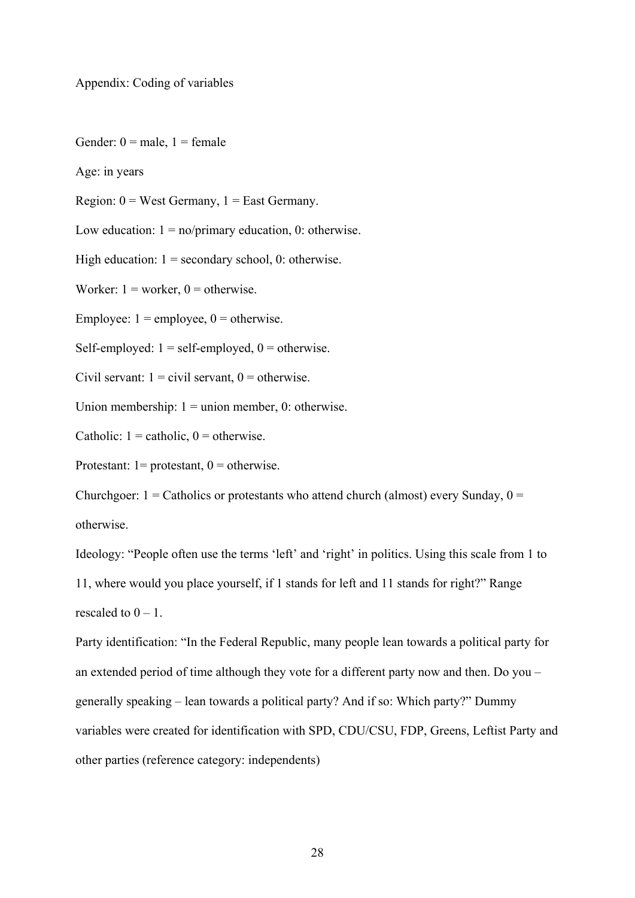Appendix: Coding of variables

Gender: 0 = male, 1 = female

Age: in years

Region: 0 = West Germany, 1 = East Germany.

Low education: 1 = no/primary education, 0: otherwise.

High education: 1 = secondary school, 0: otherwise.

Worker: 1 = worker, 0 = otherwise.

Employee: 1 = employee, 0 = otherwise.

Self-employed: 1 = self-employed, 0 = otherwise.

Civil servant: 1 = civil servant, 0 = otherwise.

Union membership: 1 = union member, 0: otherwise.

Catholic: 1 = catholic, 0 = otherwise.

Protestant: 1= protestant, 0 = otherwise.

Churchgoer: 1 = Catholics or protestants who attend church (almost) every Sunday, 0 = otherwise.

Ideology: "People often use the terms 'left' and 'right' in politics. Using this scale from 1 to 11, where would you place yourself, if 1 stands for left and 11 stands for right?" Range rescaled to 0 – 1.

Party identification: "In the Federal Republic, many people lean towards a political party for an extended period of time although they vote for a different party now and then. Do you – generally speaking – lean towards a political party? And if so: Which party?" Dummy variables were created for identification with SPD, CDU/CSU, FDP, Greens, Leftist Party and other parties (reference category: independents)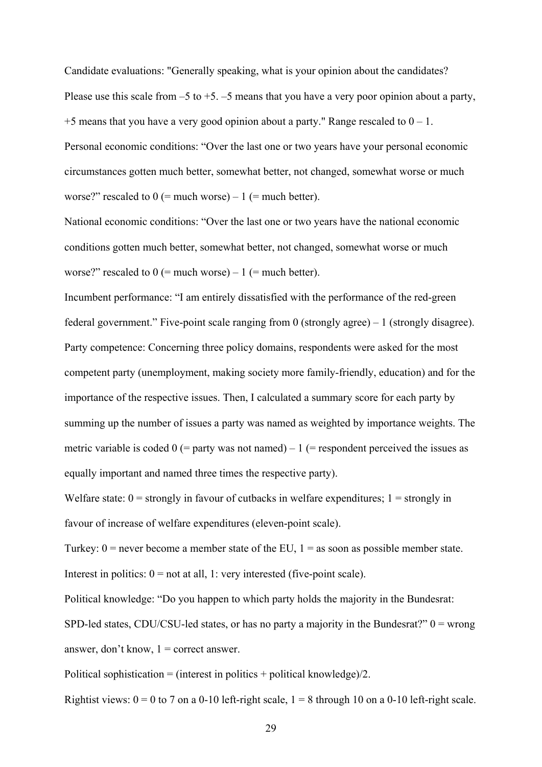Candidate evaluations: "Generally speaking, what is your opinion about the candidates? Please use this scale from –5 to +5. –5 means that you have a very poor opinion about a party, +5 means that you have a very good opinion about a party." Range rescaled to 0 – 1.

Personal economic conditions: "Over the last one or two years have your personal economic circumstances gotten much better, somewhat better, not changed, somewhat worse or much worse?" rescaled to 0 (= much worse) – 1 (= much better).

National economic conditions: "Over the last one or two years have the national economic conditions gotten much better, somewhat better, not changed, somewhat worse or much worse?" rescaled to 0 (= much worse) – 1 (= much better).

Incumbent performance: "I am entirely dissatisfied with the performance of the red-green federal government." Five-point scale ranging from 0 (strongly agree) – 1 (strongly disagree).

Party competence: Concerning three policy domains, respondents were asked for the most competent party (unemployment, making society more family-friendly, education) and for the importance of the respective issues. Then, I calculated a summary score for each party by summing up the number of issues a party was named as weighted by importance weights. The metric variable is coded 0 (= party was not named) – 1 (= respondent perceived the issues as equally important and named three times the respective party).

Welfare state: 0 = strongly in favour of cutbacks in welfare expenditures; 1 = strongly in favour of increase of welfare expenditures (eleven-point scale).

Turkey: 0 = never become a member state of the EU, 1 = as soon as possible member state.

Interest in politics: 0 = not at all, 1: very interested (five-point scale).

Political knowledge: "Do you happen to which party holds the majority in the Bundesrat: SPD-led states, CDU/CSU-led states, or has no party a majority in the Bundesrat?" 0 = wrong answer, don't know, 1 = correct answer.

Political sophistication = (interest in politics + political knowledge)/2.

Rightist views: 0 = 0 to 7 on a 0-10 left-right scale, 1 = 8 through 10 on a 0-10 left-right scale.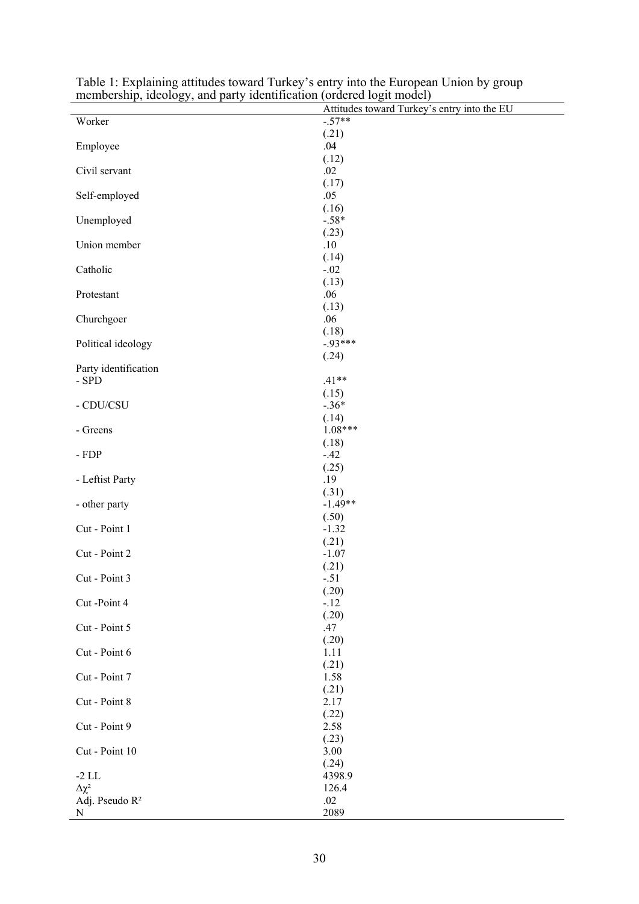Table 1: Explaining attitudes toward Turkey's entry into the European Union by group membership, ideology, and party identification (ordered logit model)

| | Attitudes toward Turkey's entry into the EU |
|---|---|
| Worker | -.57** |
| | (.21) |
| Employee | .04 |
| | (.12) |
| Civil servant | .02 |
| | (.17) |
| Self-employed | .05 |
| | (.16) |
| Unemployed | -.58* |
| | (.23) |
| Union member | .10 |
| | (.14) |
| Catholic | -.02 |
| | (.13) |
| Protestant | .06 |
| | (.13) |
| Churchgoer | .06 |
| | (.18) |
| Political ideology | -.93*** |
| | (.24) |
| Party identification | |
| - SPD | .41** |
| | (.15) |
| - CDU/CSU | -.36* |
| | (.14) |
| - Greens | 1.08*** |
| | (.18) |
| - FDP | -.42 |
| | (.25) |
| - Leftist Party | .19 |
| | (.31) |
| - other party | -1.49** |
| | (.50) |
| Cut - Point 1 | -1.32 |
| | (.21) |
| Cut - Point 2 | -1.07 |
| | (.21) |
| Cut - Point 3 | -.51 |
| | (.20) |
| Cut -Point 4 | -.12 |
| | (.20) |
| Cut - Point 5 | .47 |
| | (.20) |
| Cut - Point 6 | 1.11 |
| | (.21) |
| Cut - Point 7 | 1.58 |
| | (.21) |
| Cut - Point 8 | 2.17 |
| | (.22) |
| Cut - Point 9 | 2.58 |
| | (.23) |
| Cut - Point 10 | 3.00 |
| | (.24) |
| -2 LL | 4398.9 |
| $\Delta\chi^2$ | 126.4 |
| Adj. Pseudo $R^2$ | .02 |
| N | 2089 |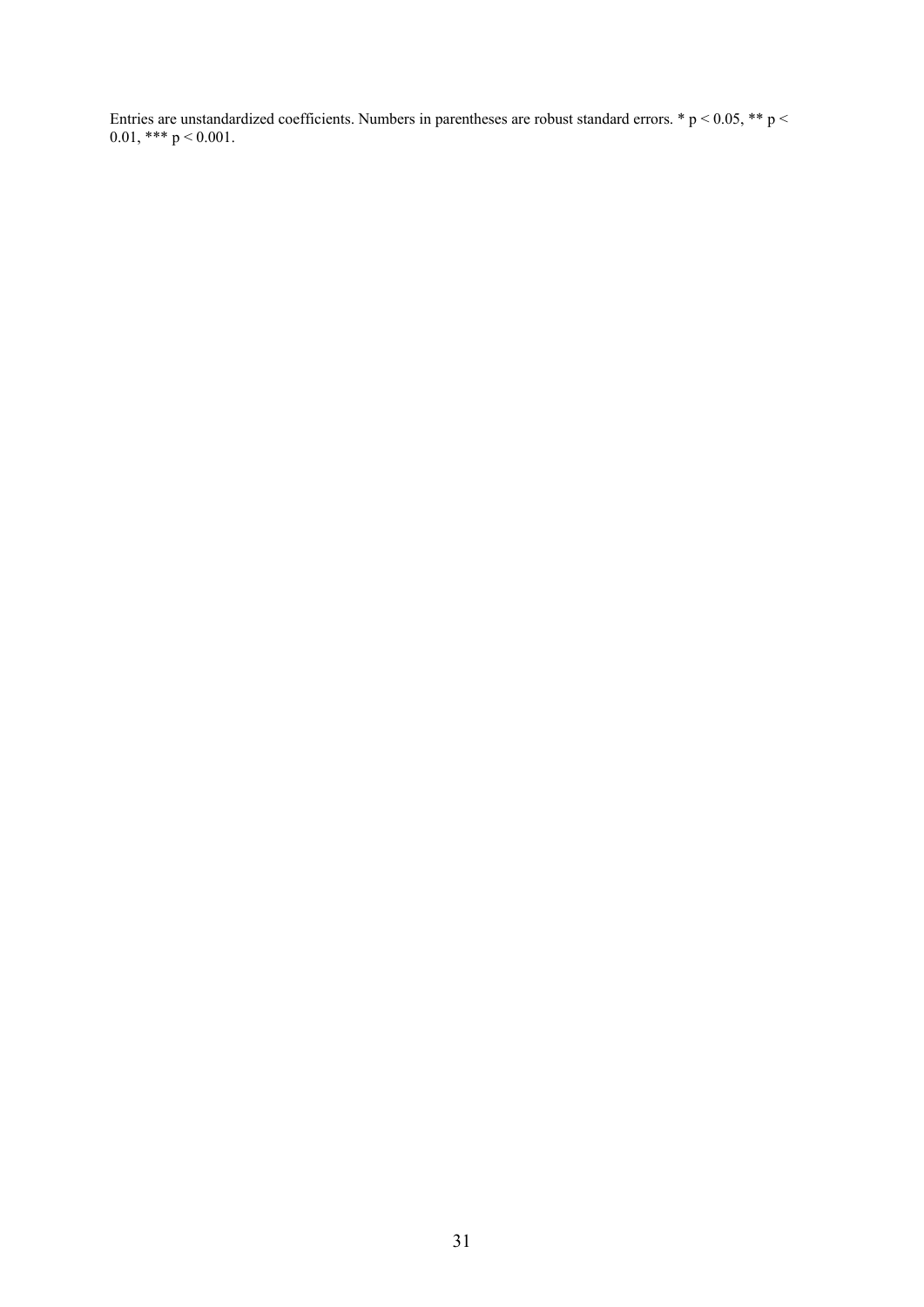Entries are unstandardized coefficients. Numbers in parentheses are robust standard errors. * $p < 0.05$, ** $p < 0.01$, *** $p < 0.001$.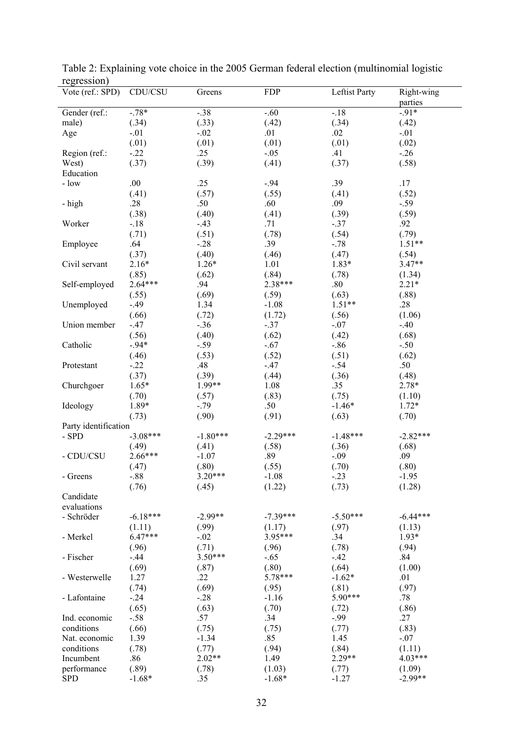Table 2: Explaining vote choice in the 2005 German federal election (multinomial logistic regression)

| Vote (ref.: SPD) | CDU/CSU | Greens | FDP | Leftist Party | Right-wing parties |
|---|---|---|---|---|---|
| Gender (ref.: male) | -.78* | -.38 | -.60 | -.18 | -.91* |
| | (.34) | (.33) | (.42) | (.34) | (.42) |
| Age | -.01 | -.02 | .01 | .02 | -.01 |
| | (.01) | (.01) | (.01) | (.01) | (.02) |
| Region (ref.: West) | -.22 | .25 | -.05 | .41 | -.26 |
| | (.37) | (.39) | (.41) | (.37) | (.58) |
| Education | | | | | |
| - low | .00 | .25 | -.94 | .39 | .17 |
| | (.41) | (.57) | (.55) | (.41) | (.52) |
| - high | .28 | .50 | .60 | .09 | -.59 |
| | (.38) | (.40) | (.41) | (.39) | (.59) |
| Worker | -.18 | -.43 | .71 | -.37 | .92 |
| | (.71) | (.51) | (.78) | (.54) | (.79) |
| Employee | .64 | -.28 | .39 | -.78 | 1.51** |
| | (.37) | (.40) | (.46) | (.47) | (.54) |
| Civil servant | 2.16* | 1.26* | 1.01 | 1.83* | 3.47** |
| | (.85) | (.62) | (.84) | (.78) | (1.34) |
| Self-employed | 2.64*** | .94 | 2.38*** | .80 | 2.21* |
| | (.55) | (.69) | (.59) | (.63) | (.88) |
| Unemployed | -.49 | 1.34 | -1.08 | 1.51** | .28 |
| | (.66) | (.72) | (1.72) | (.56) | (1.06) |
| Union member | -.47 | -.36 | -.37 | -.07 | -.40 |
| | (.56) | (.40) | (.62) | (.42) | (.68) |
| Catholic | -.94* | -.59 | -.67 | -.86 | -.50 |
| | (.46) | (.53) | (.52) | (.51) | (.62) |
| Protestant | -.22 | .48 | -.47 | -.54 | .50 |
| | (.37) | (.39) | (.44) | (.36) | (.48) |
| Churchgoer | 1.65* | 1.99** | 1.08 | .35 | 2.78* |
| | (.70) | (.57) | (.83) | (.75) | (1.10) |
| Ideology | 1.89* | -.79 | .50 | -1.46* | 1.72* |
| | (.73) | (.90) | (.91) | (.63) | (.70) |
| Party identification | | | | | |
| - SPD | -3.08*** | -1.80*** | -2.29*** | -1.48*** | -2.82*** |
| | (.49) | (.41) | (.58) | (.36) | (.68) |
| - CDU/CSU | 2.66*** | -1.07 | .89 | -.09 | .09 |
| | (.47) | (.80) | (.55) | (.70) | (.80) |
| - Greens | -.88 | 3.20*** | -1.08 | -.23 | -1.95 |
| | (.76) | (.45) | (1.22) | (.73) | (1.28) |
| Candidate evaluations | | | | | |
| - Schröder | -6.18*** | -2.99** | -7.39*** | -5.50*** | -6.44*** |
| | (1.11) | (.99) | (1.17) | (.97) | (1.13) |
| - Merkel | 6.47*** | -.02 | 3.95*** | .34 | 1.93* |
| | (.96) | (.71) | (.96) | (.78) | (.94) |
| - Fischer | -.44 | 3.50*** | -.65 | -.42 | .84 |
| | (.69) | (.87) | (.80) | (.64) | (1.00) |
| - Westerwelle | 1.27 | .22 | 5.78*** | -1.62* | .01 |
| | (.74) | (.69) | (.95) | (.81) | (.97) |
| - Lafontaine | -.24 | -.28 | -1.16 | 5.90*** | .78 |
| | (.65) | (.63) | (.70) | (.72) | (.86) |
| Ind. economic conditions | -.58 | .57 | .34 | -.99 | .27 |
| | (.66) | (.75) | (.75) | (.77) | (.83) |
| Nat. economic conditions | 1.39 | -1.34 | .85 | 1.45 | -.07 |
| | (.78) | (.77) | (.94) | (.84) | (1.11) |
| Incumbent performance | .86 | 2.02** | 1.49 | 2.29** | 4.03*** |
| | (.89) | (.78) | (1.03) | (.77) | (1.09) |
| SPD | -1.68* | .35 | -1.68* | -1.27 | -2.99** |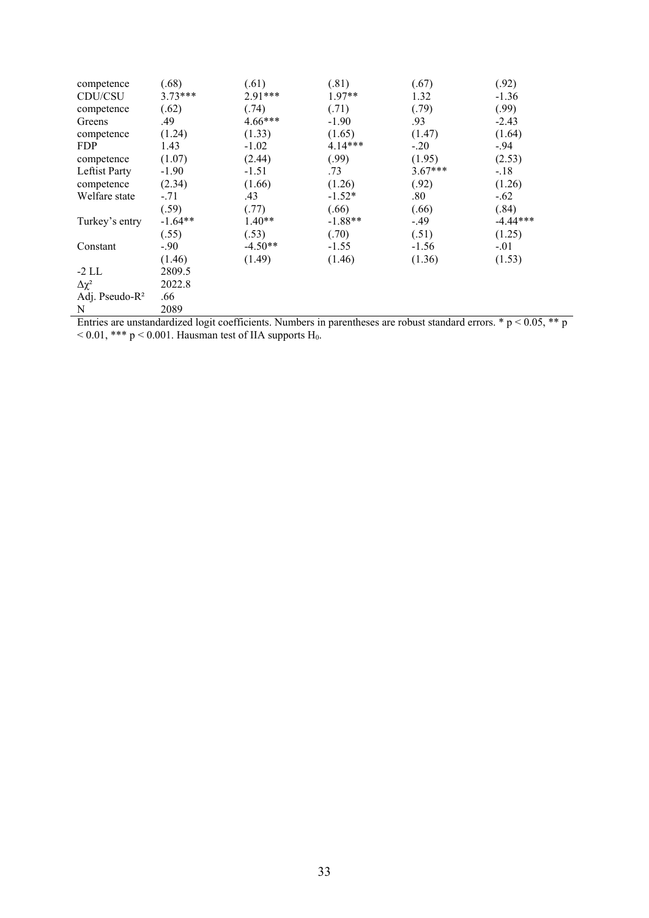| | | | | | |
|---|---|---|---|---|---|
| competence | (.68) | (.61) | (.81) | (.67) | (.92) |
| CDU/CSU | 3.73*** | 2.91*** | 1.97** | 1.32 | -1.36 |
| competence | (.62) | (.74) | (.71) | (.79) | (.99) |
| Greens | .49 | 4.66*** | -1.90 | .93 | -2.43 |
| competence | (1.24) | (1.33) | (1.65) | (1.47) | (1.64) |
| FDP | 1.43 | -1.02 | 4.14*** | -.20 | -.94 |
| competence | (1.07) | (2.44) | (.99) | (1.95) | (2.53) |
| Leftist Party | -1.90 | -1.51 | .73 | 3.67*** | -.18 |
| competence | (2.34) | (1.66) | (1.26) | (.92) | (1.26) |
| Welfare state | -.71 | .43 | -1.52* | .80 | -.62 |
| | (.59) | (.77) | (.66) | (.66) | (.84) |
| Turkey's entry | -1.64** | 1.40** | -1.88** | -.49 | -4.44*** |
| | (.55) | (.53) | (.70) | (.51) | (1.25) |
| Constant | -.90 | -4.50** | -1.55 | -1.56 | -.01 |
| | (1.46) | (1.49) | (1.46) | (1.36) | (1.53) |
| -2 LL | 2809.5 | | | | |
| $\Delta\chi^2$ | 2022.8 | | | | |
| Adj. Pseudo-$R^2$ | .66 | | | | |
| N | 2089 | | | | |

Entries are unstandardized logit coefficients. Numbers in parentheses are robust standard errors. * $p < 0.05$, ** $p < 0.01$, *** $p < 0.001$. Hausman test of IIA supports $H_0$.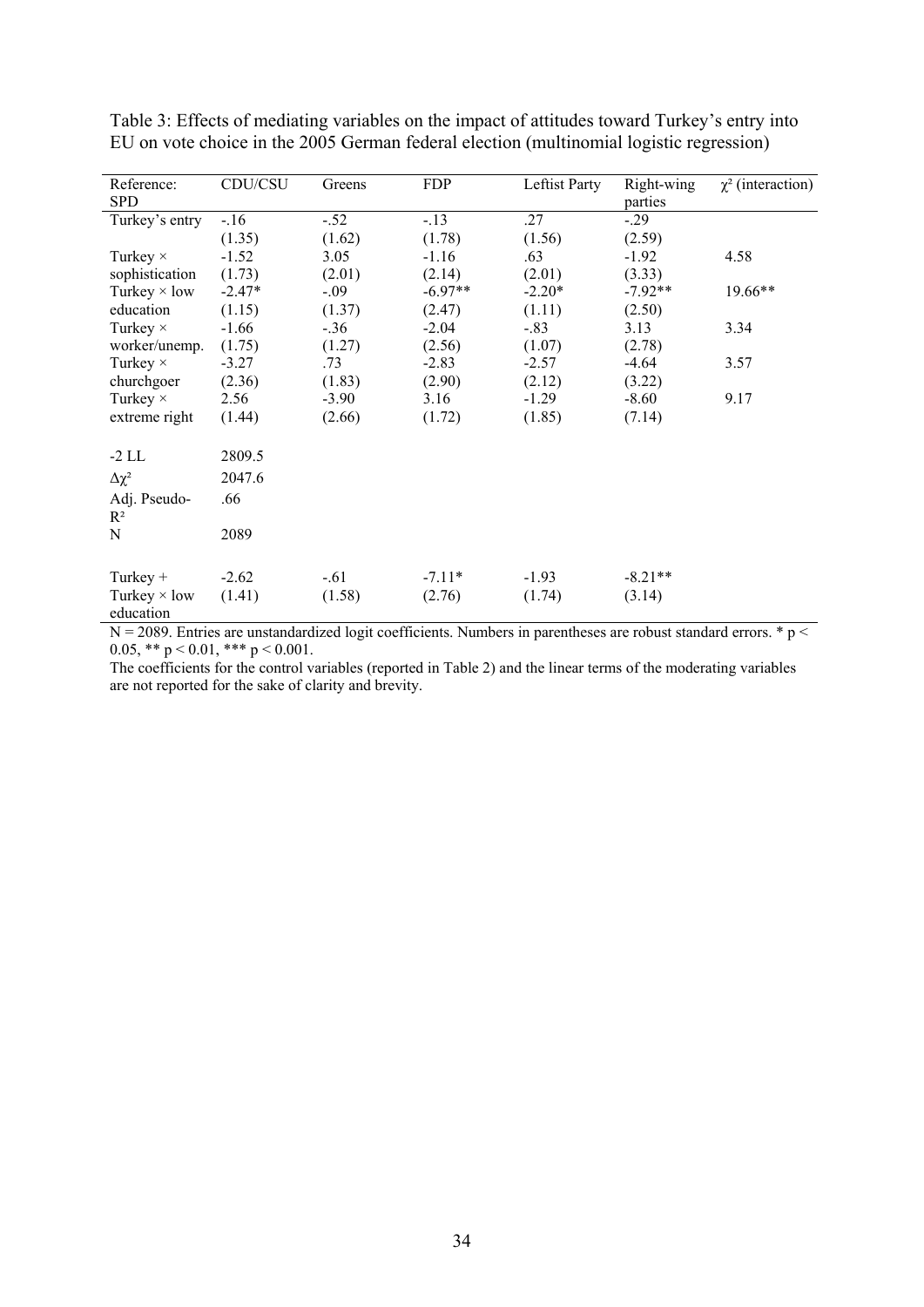Table 3: Effects of mediating variables on the impact of attitudes toward Turkey's entry into EU on vote choice in the 2005 German federal election (multinomial logistic regression)

| Reference: SPD | CDU/CSU | Greens | FDP | Leftist Party | Right-wing parties | $\chi^2$ (interaction) |
|---|---|---|---|---|---|---|
| Turkey's entry | -.16 (1.35) | -.52 (1.62) | -.13 (1.78) | .27 (1.56) | -.29 (2.59) | |
| Turkey × sophistication | -1.52 (1.73) | 3.05 (2.01) | -1.16 (2.14) | .63 (2.01) | -1.92 (3.33) | 4.58 |
| Turkey × low education | -2.47* (1.15) | -.09 (1.37) | -6.97** (2.47) | -2.20* (1.11) | -7.92** (2.50) | 19.66** |
| Turkey × worker/unemp. | -1.66 (1.75) | -.36 (1.27) | -2.04 (2.56) | -.83 (1.07) | 3.13 (2.78) | 3.34 |
| Turkey × churchgoer | -3.27 (2.36) | .73 (1.83) | -2.83 (2.90) | -2.57 (2.12) | -4.64 (3.22) | 3.57 |
| Turkey × extreme right | 2.56 (1.44) | -3.90 (2.66) | 3.16 (1.72) | -1.29 (1.85) | -8.60 (7.14) | 9.17 |
| -2 LL | 2809.5 | | | | | |
| $\Delta\chi^2$ | 2047.6 | | | | | |
| Adj. Pseudo-$R^2$ | .66 | | | | | |
| N | 2089 | | | | | |
| Turkey + Turkey × low education | -2.62 (1.41) | -.61 (1.58) | -7.11* (2.76) | -1.93 (1.74) | -8.21** (3.14) | |

N = 2089. Entries are unstandardized logit coefficients. Numbers in parentheses are robust standard errors. * $p < 0.05$, ** $p < 0.01$, *** $p < 0.001$.

The coefficients for the control variables (reported in Table 2) and the linear terms of the moderating variables are not reported for the sake of clarity and brevity.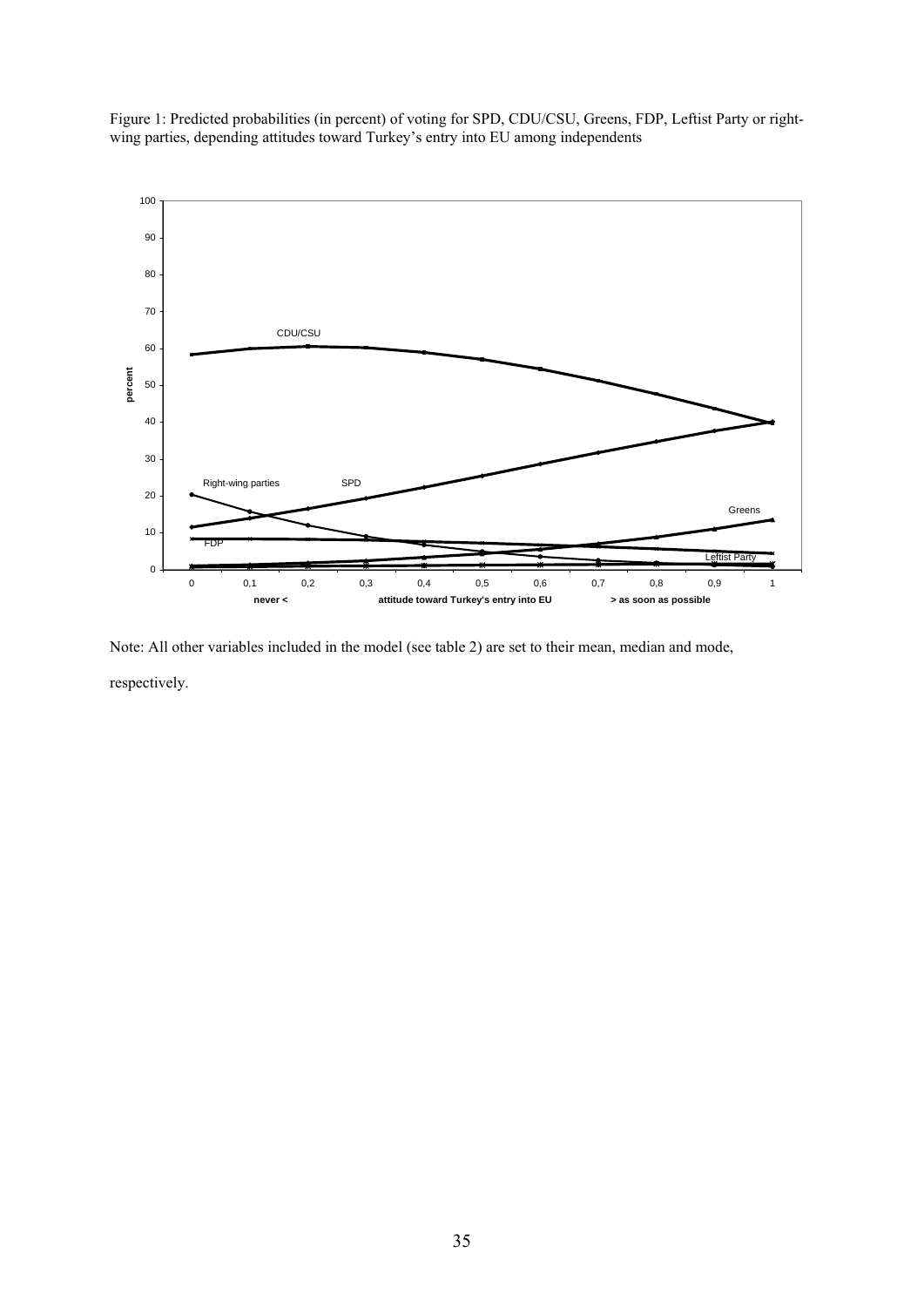Figure 1: Predicted probabilities (in percent) of voting for SPD, CDU/CSU, Greens, FDP, Leftist Party or right-wing parties, depending attitudes toward Turkey's entry into EU among independents

Note: All other variables included in the model (see table 2) are set to their mean, median and mode, respectively.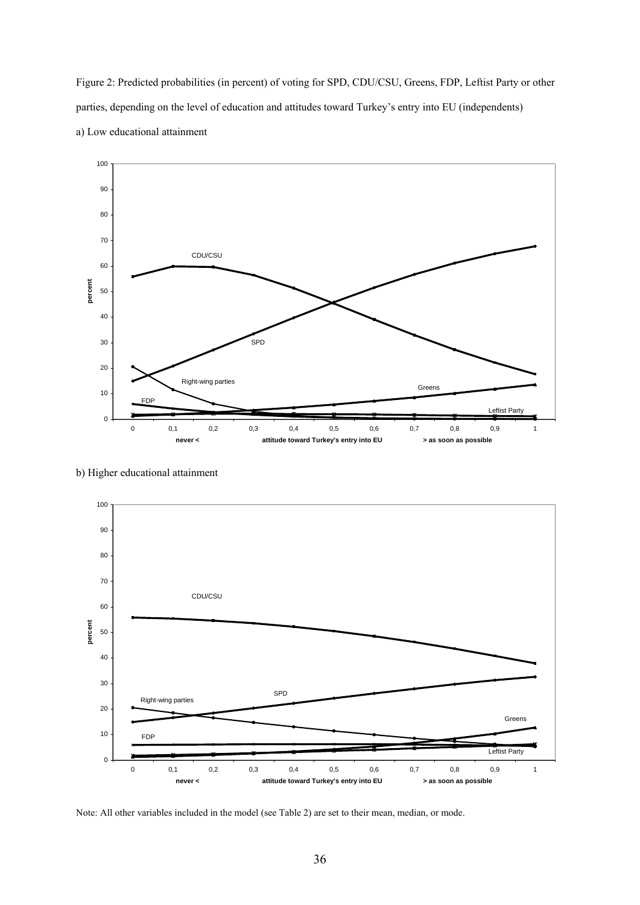Figure 2: Predicted probabilities (in percent) of voting for SPD, CDU/CSU, Greens, FDP, Leftist Party or other parties, depending on the level of education and attitudes toward Turkey's entry into EU (independents)

a) Low educational attainment

100
90
80
70
60
50
40
30
20
10
0

percent

CDU/CSU

SPD

Right-wing parties

Greens

FDP

Leftist Party

0 0,1 0,2 0,3 0,4 0,5 0,6 0,7 0,8 0,9 1

never < attitude toward Turkey's entry into EU > as soon as possible

b) Higher educational attainment

100
90
80
70
60
50
40
30
20
10
0

percent

CDU/CSU

SPD

Right-wing parties

Greens

FDP

Leftist Party

0 0,1 0,2 0,3 0,4 0,5 0,6 0,7 0,8 0,9 1

never < attitude toward Turkey's entry into EU > as soon as possible

Note: All other variables included in the model (see Table 2) are set to their mean, median, or mode.